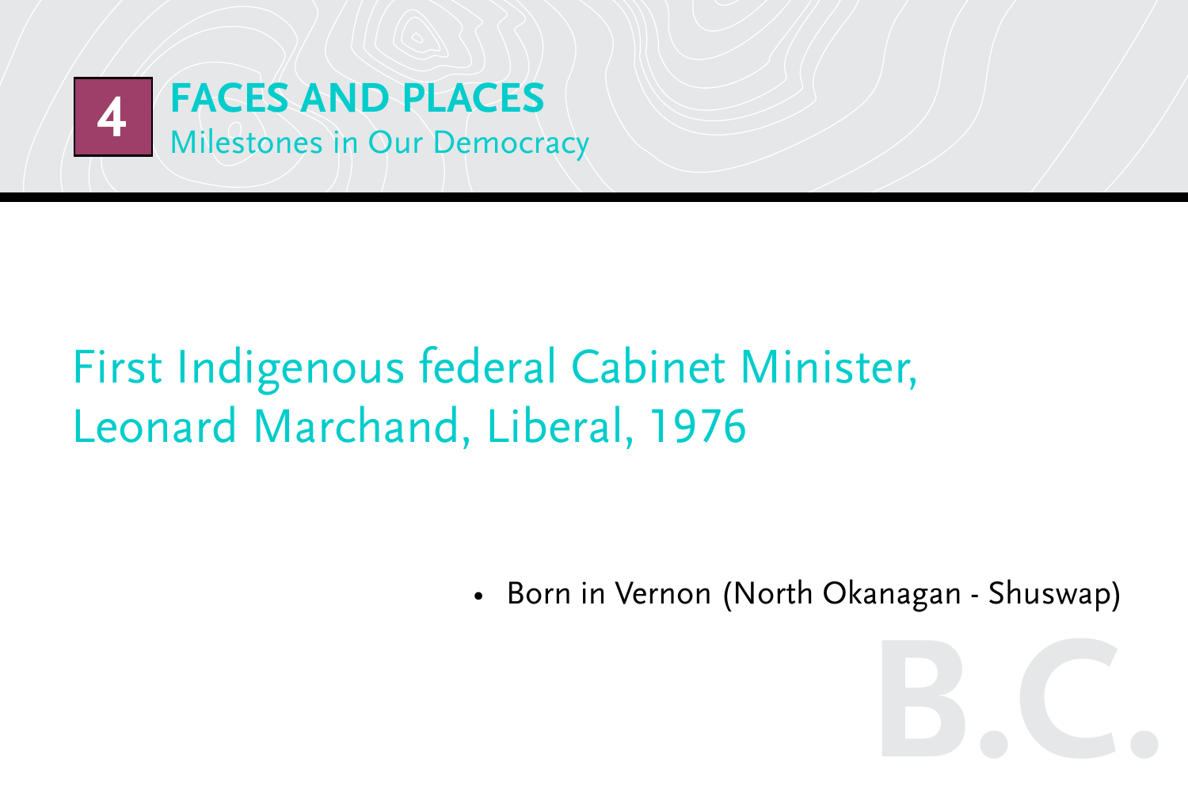# 4 FACES AND PLACES

Milestones in Our Democracy

## First Indigenous federal Cabinet Minister, Leonard Marchand, Liberal, 1976

- Born in Vernon (North Okanagan - Shuswap)

B.C.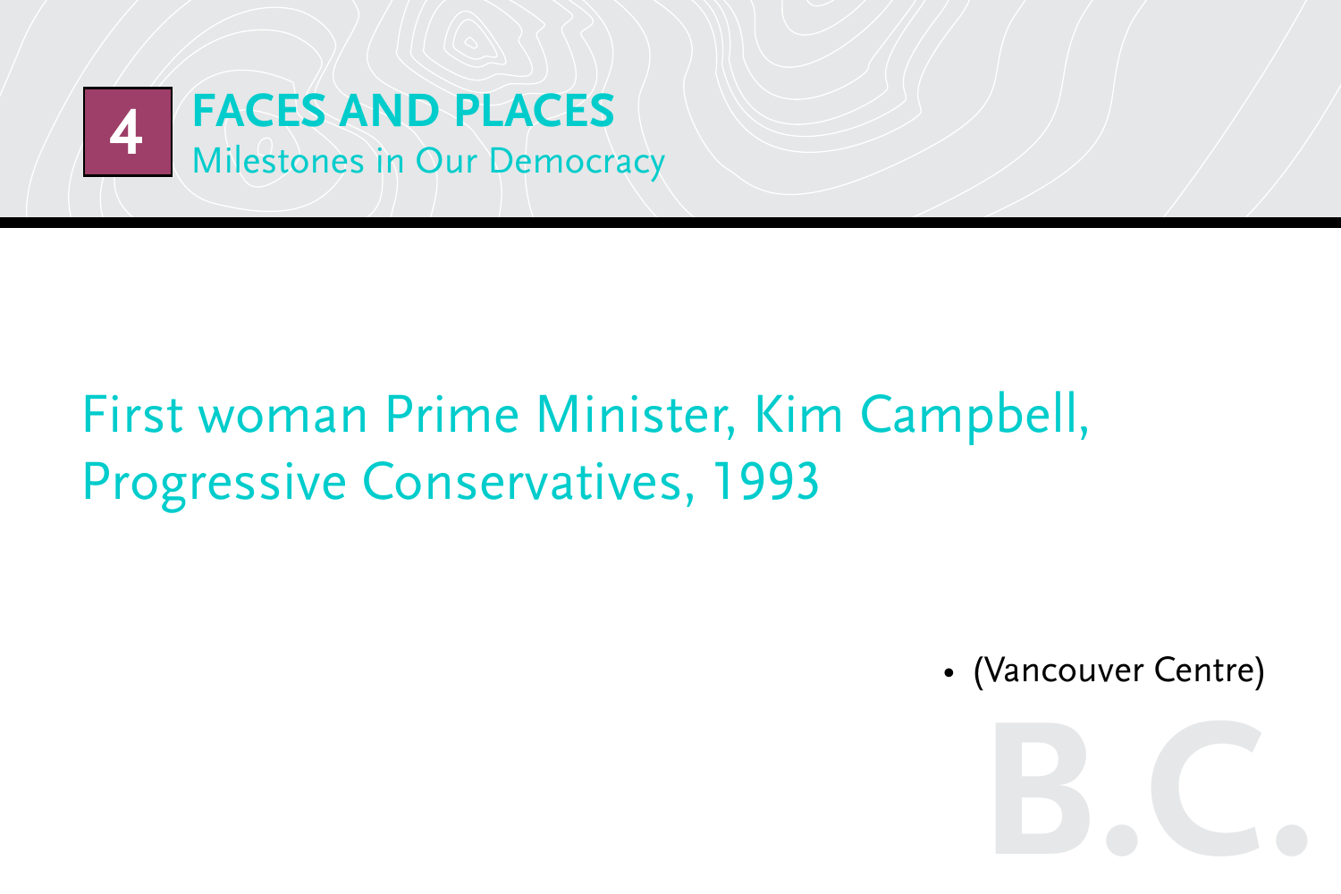# 4 FACES AND PLACES

## Milestones in Our Democracy

First woman Prime Minister, Kim Campbell, Progressive Conservatives, 1993

- (Vancouver Centre)

B.C.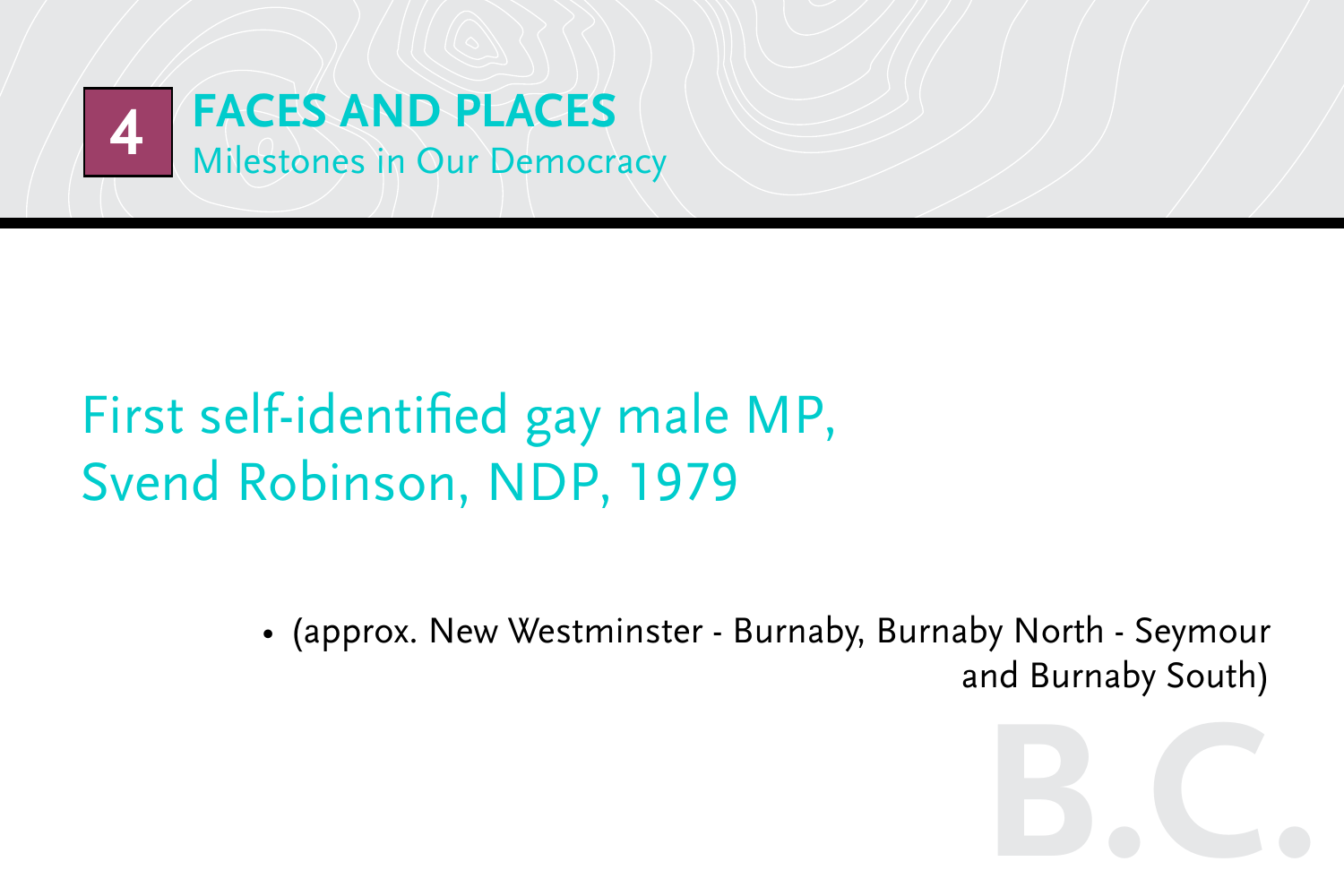# 4 FACES AND PLACES

## Milestones in Our Democracy

First self-identified gay male MP, Svend Robinson, NDP, 1979

- (approx. New Westminster - Burnaby, Burnaby North - Seymour and Burnaby South)

B.C.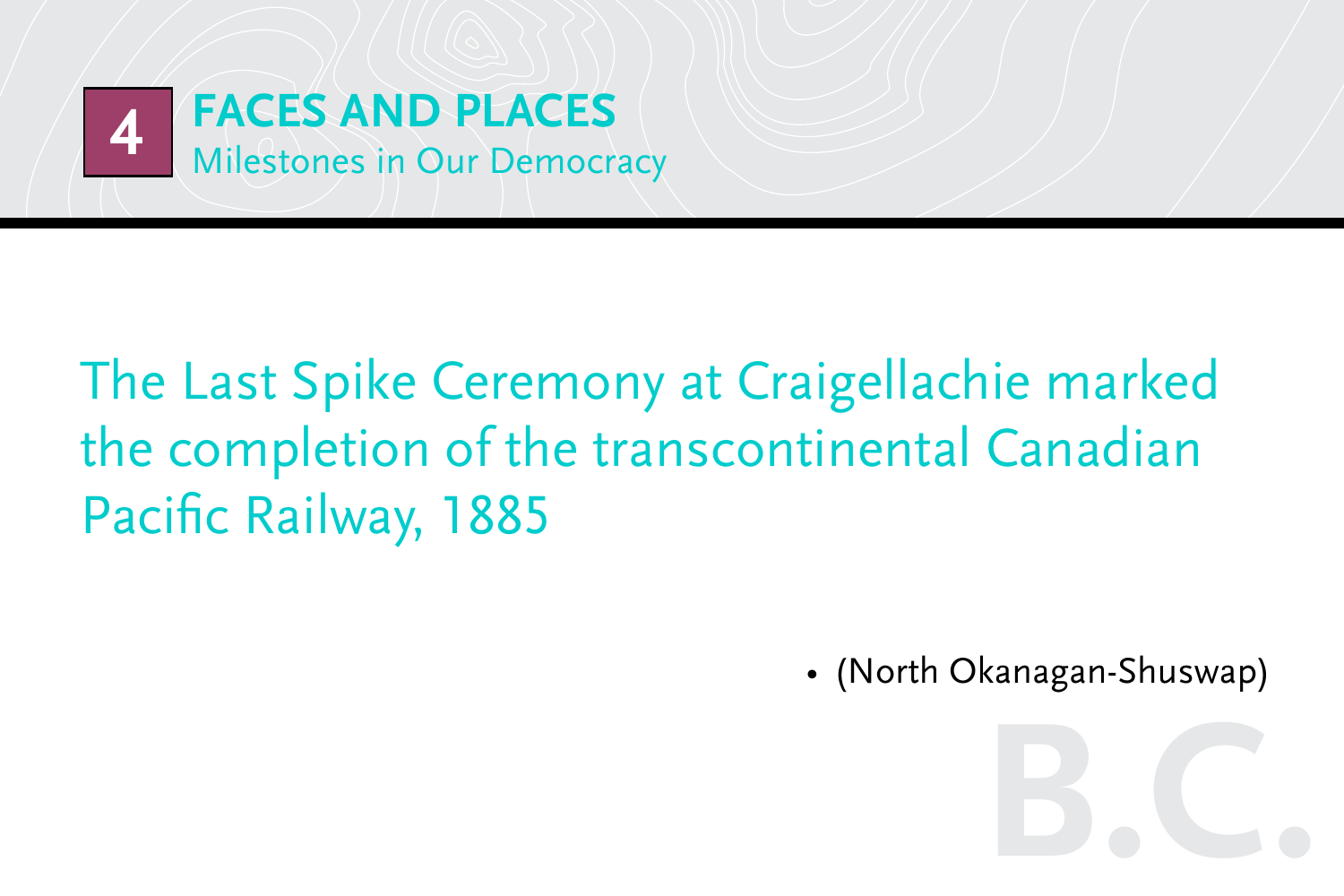# 4 FACES AND PLACES

## Milestones in Our Democracy

The Last Spike Ceremony at Craigellachie marked the completion of the transcontinental Canadian Pacific Railway, 1885

- (North Okanagan-Shuswap)

B.C.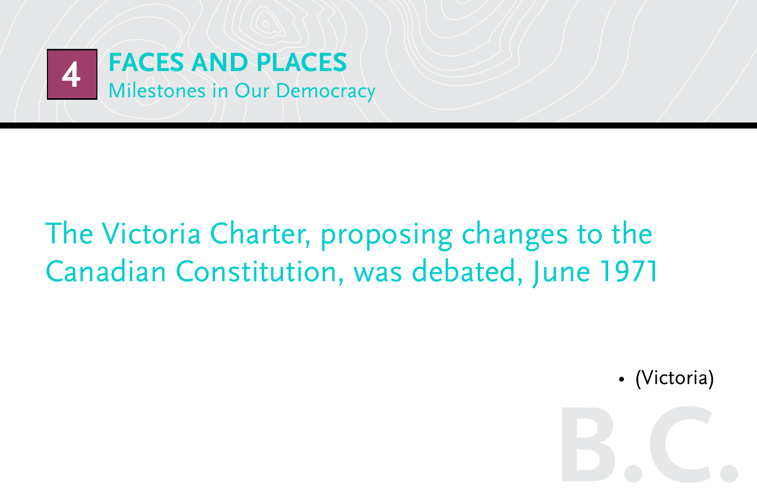# 4 FACES AND PLACES

Milestones in Our Democracy

The Victoria Charter, proposing changes to the Canadian Constitution, was debated, June 1971

- (Victoria)

B.C.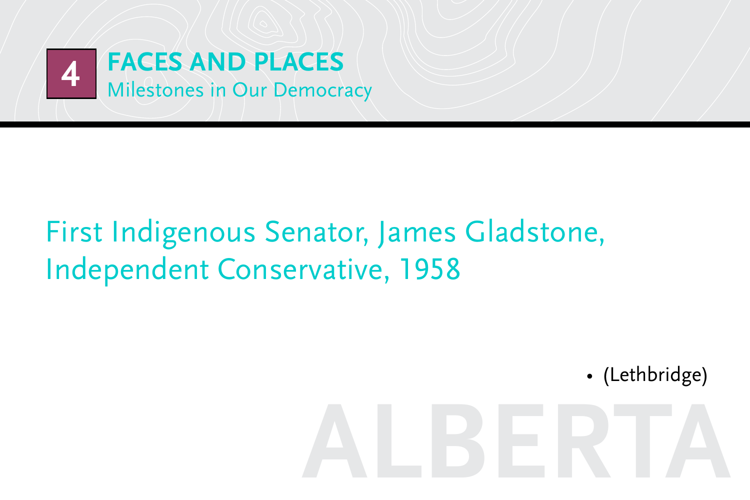# 4 FACES AND PLACES

## Milestones in Our Democracy

First Indigenous Senator, James Gladstone, Independent Conservative, 1958

- (Lethbridge)

ALBERTA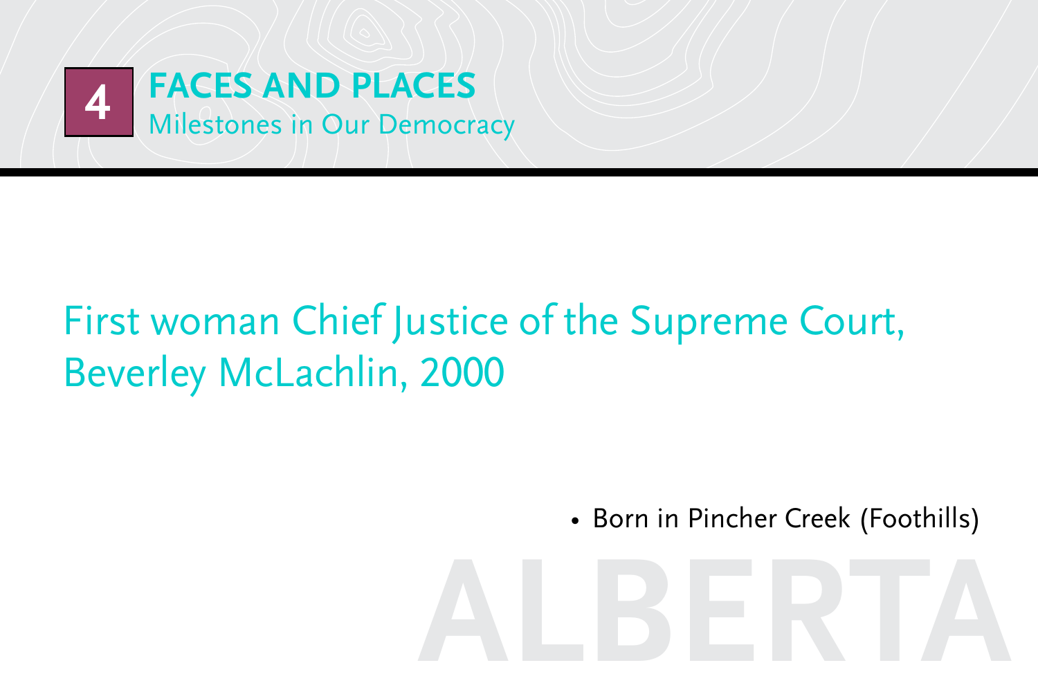# 4 FACES AND PLACES

## Milestones in Our Democracy

First woman Chief Justice of the Supreme Court, Beverley McLachlin, 2000

- Born in Pincher Creek (Foothills)

ALBERTA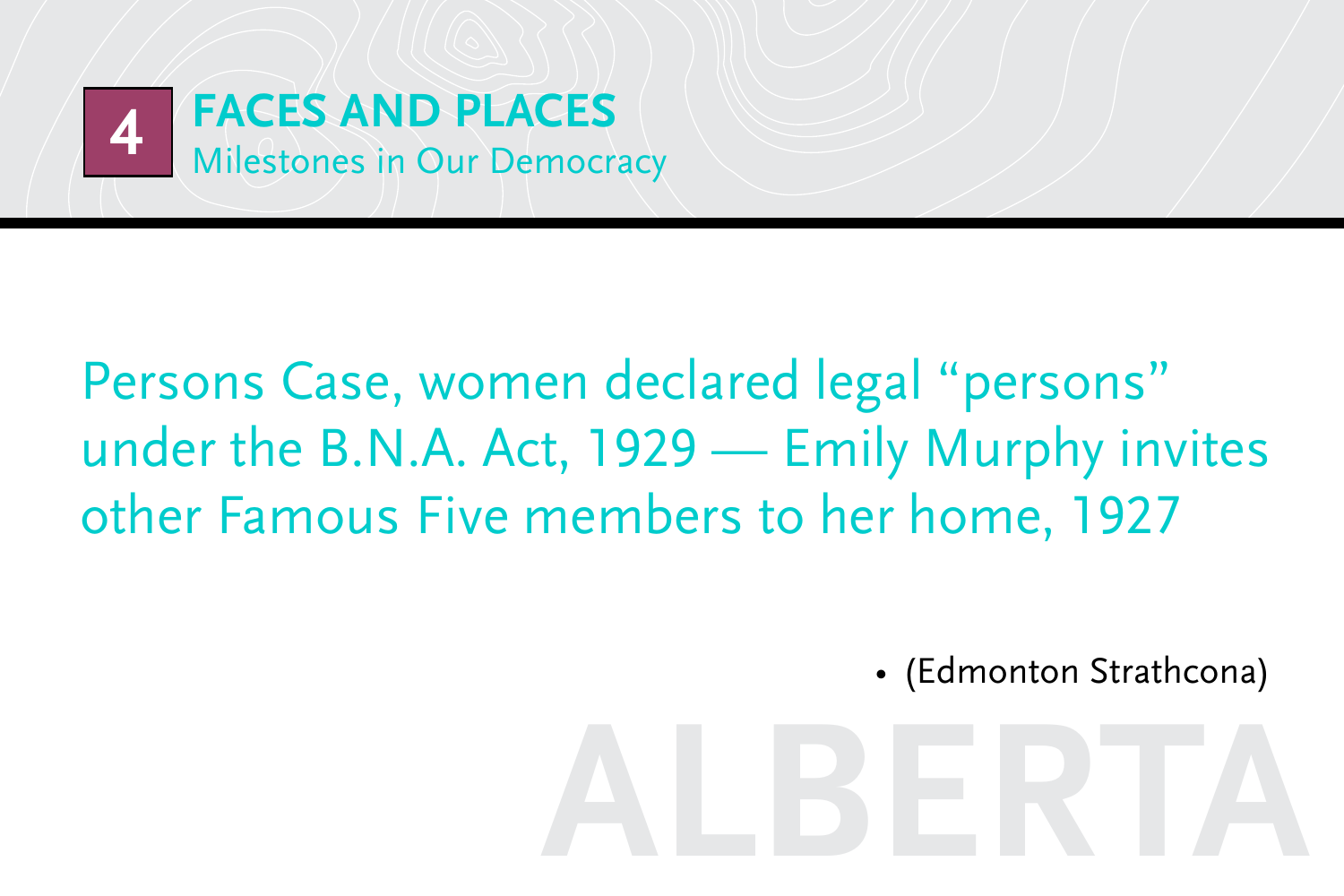# 4 FACES AND PLACES

## Milestones in Our Democracy

Persons Case, women declared legal "persons" under the B.N.A. Act, 1929 — Emily Murphy invites other Famous Five members to her home, 1927

- (Edmonton Strathcona)

ALBERTA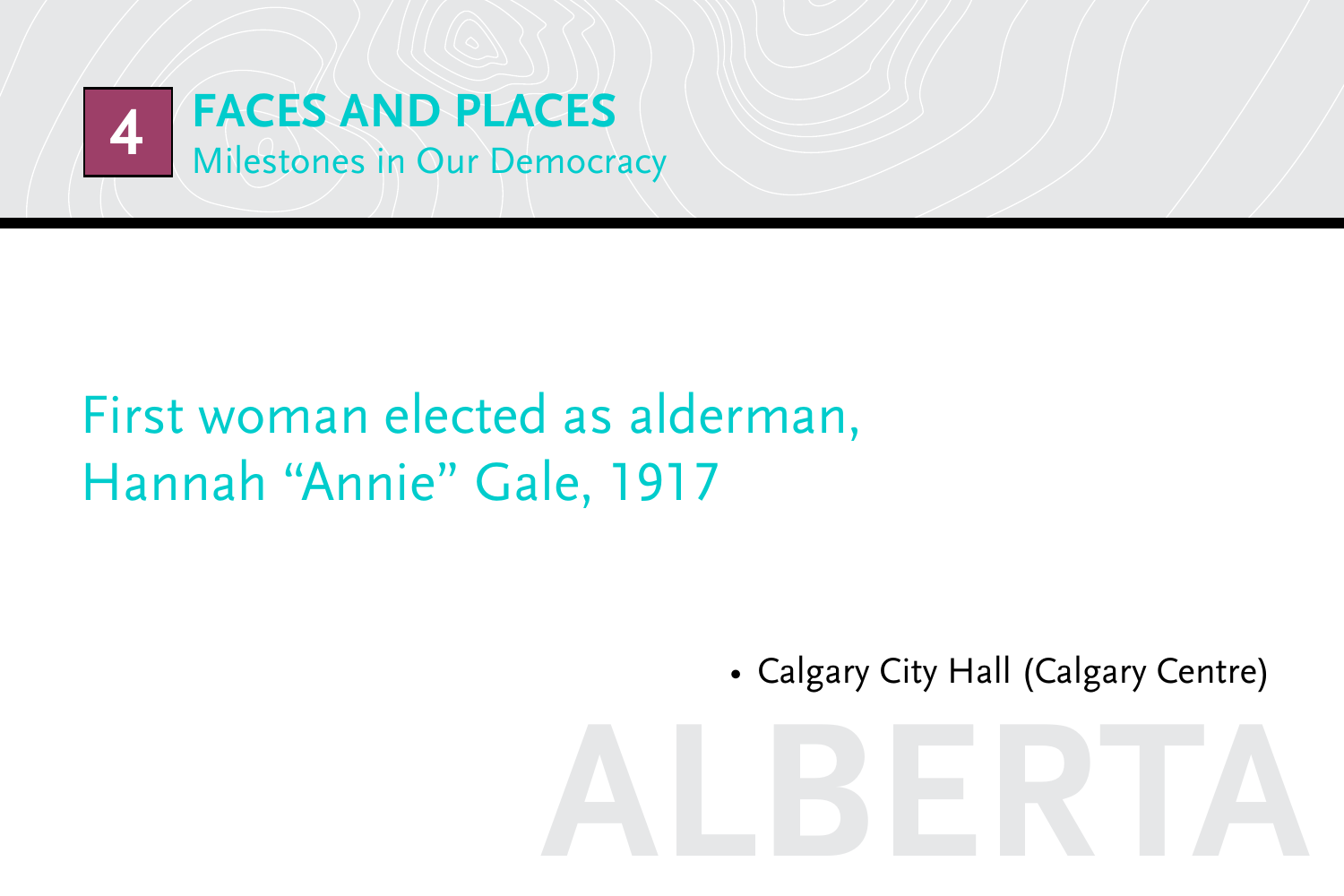# 4 FACES AND PLACES

Milestones in Our Democracy

## First woman elected as alderman, Hannah “Annie” Gale, 1917

- Calgary City Hall (Calgary Centre)

ALBERTA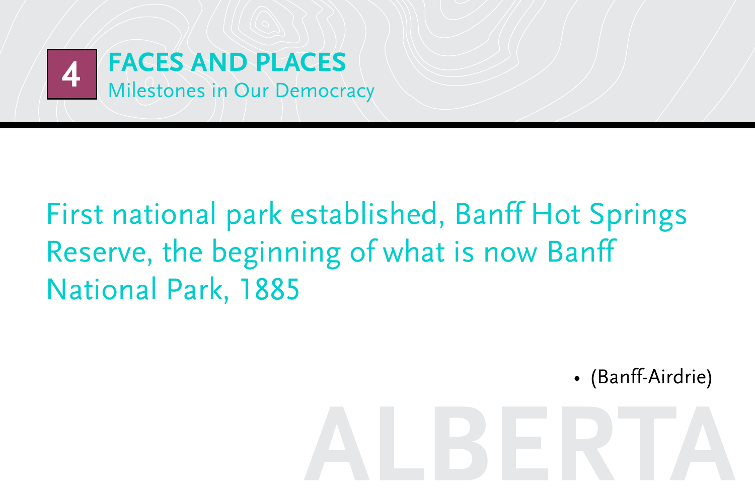## 4 FACES AND PLACES

Milestones in Our Democracy

First national park established, Banff Hot Springs Reserve, the beginning of what is now Banff National Park, 1885

- (Banff-Airdrie)

ALBERTA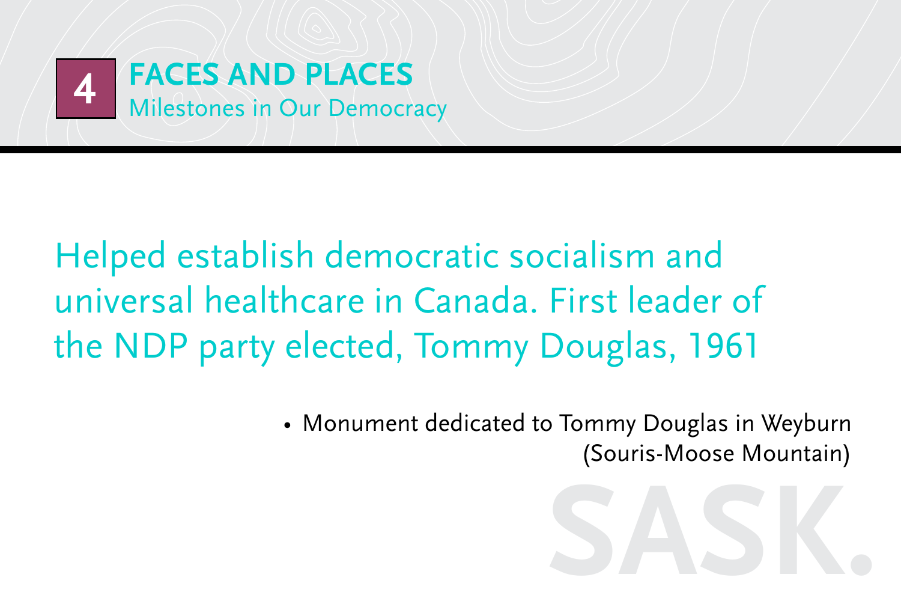# 4 FACES AND PLACES

## Milestones in Our Democracy

Helped establish democratic socialism and universal healthcare in Canada. First leader of the NDP party elected, Tommy Douglas, 1961

- Monument dedicated to Tommy Douglas in Weyburn (Souris-Moose Mountain)

SASK.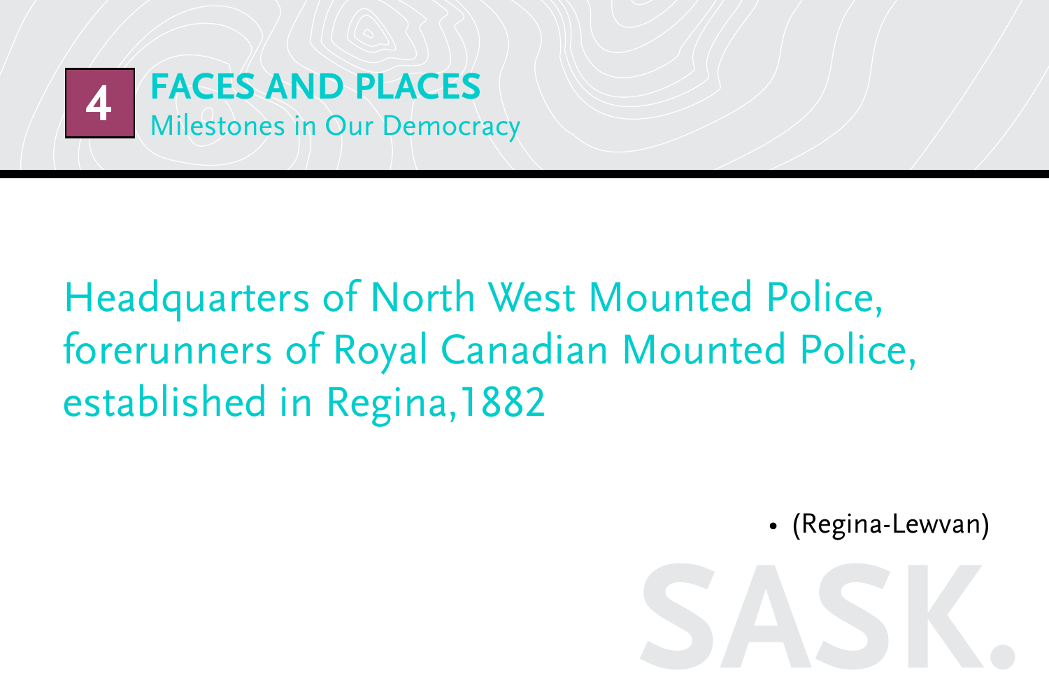# 4 FACES AND PLACES

Milestones in Our Democracy

Headquarters of North West Mounted Police, forerunners of Royal Canadian Mounted Police, established in Regina,1882

- (Regina-Lewvan)

SASK.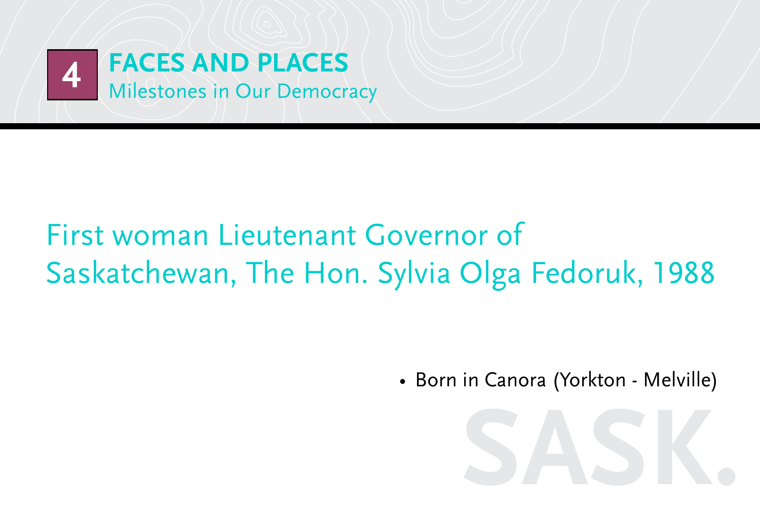# 4 FACES AND PLACES

## Milestones in Our Democracy

First woman Lieutenant Governor of Saskatchewan, The Hon. Sylvia Olga Fedoruk, 1988

- Born in Canora (Yorkton - Melville)

SASK.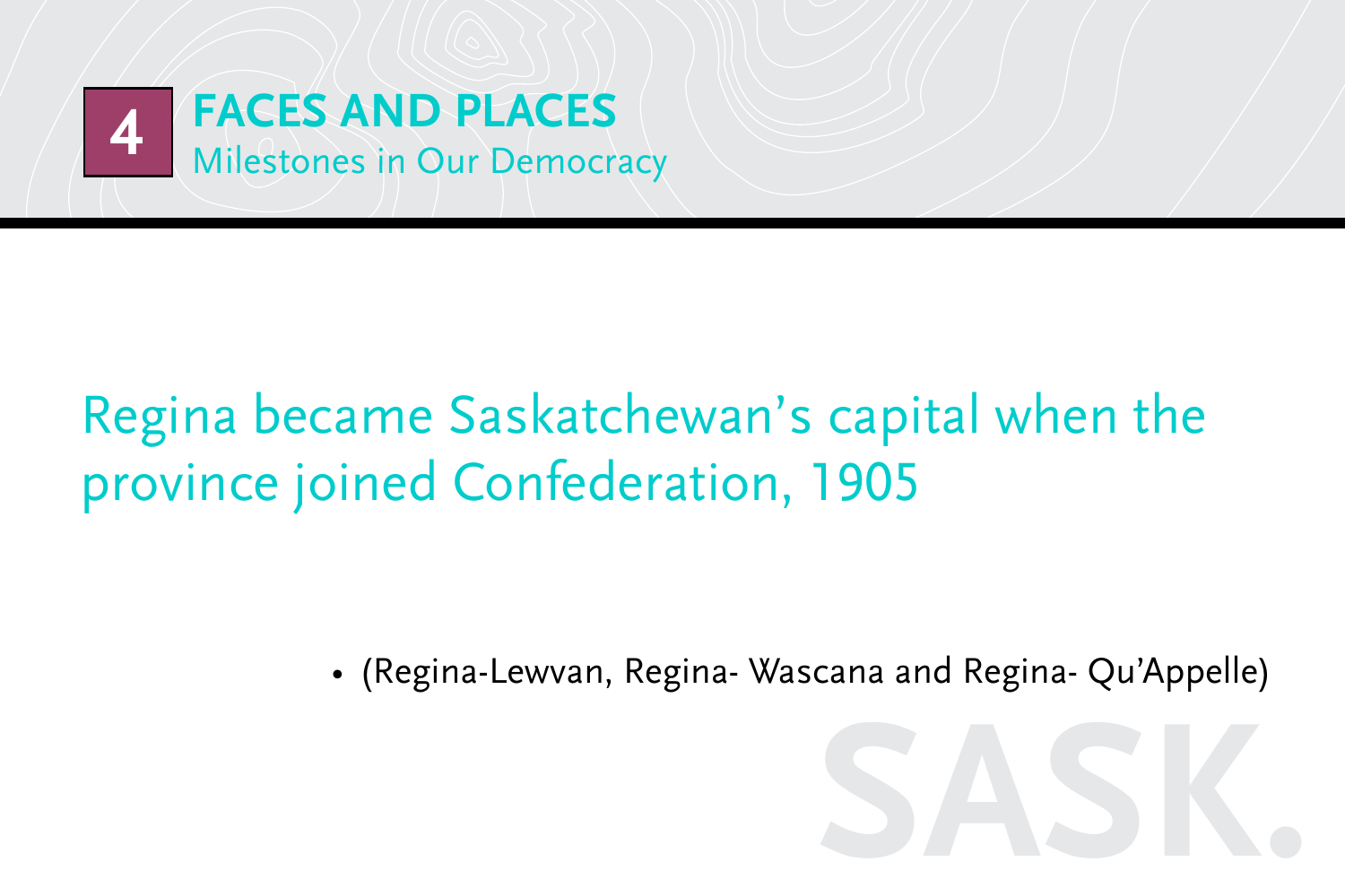# 4 FACES AND PLACES

Milestones in Our Democracy

## Regina became Saskatchewan's capital when the province joined Confederation, 1905

- (Regina-Lewvan, Regina- Wascana and Regina- Qu'Appelle)

SASK.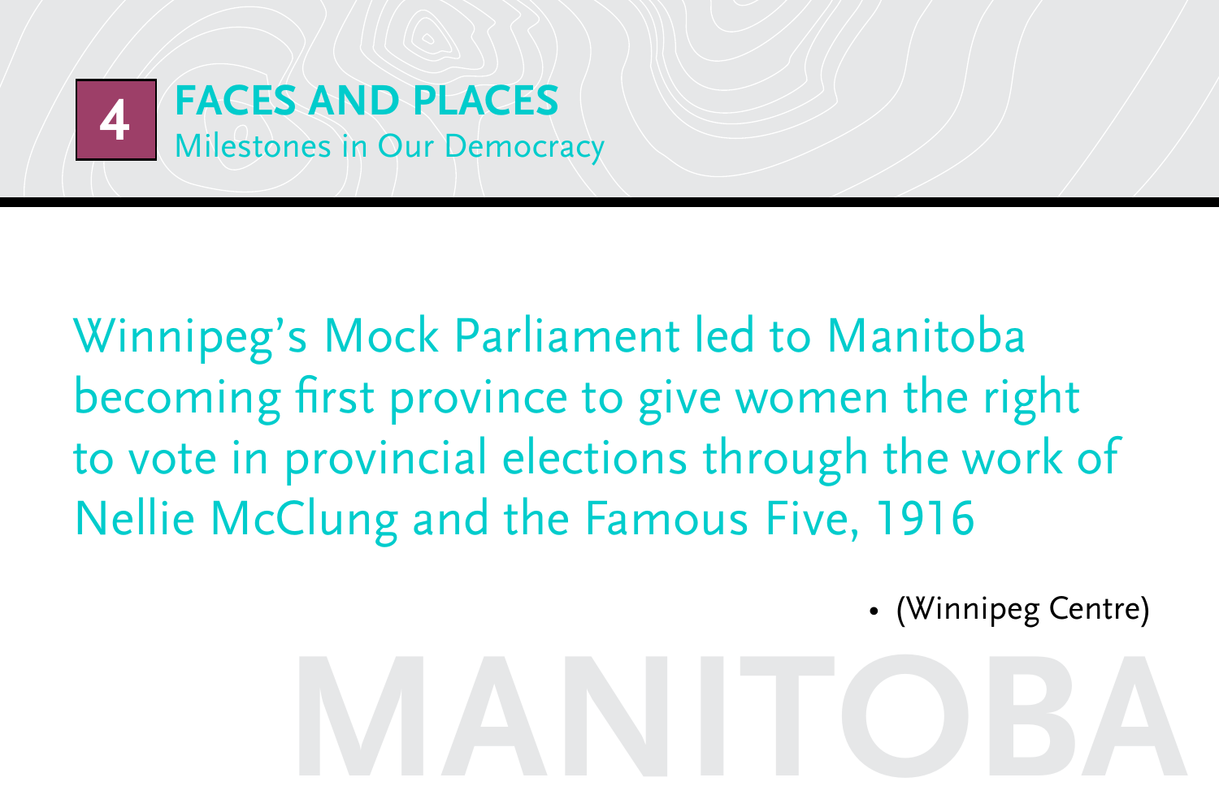# 4 FACES AND PLACES

## Milestones in Our Democracy

Winnipeg's Mock Parliament led to Manitoba becoming first province to give women the right to vote in provincial elections through the work of Nellie McClung and the Famous Five, 1916

- (Winnipeg Centre)

MANITOBA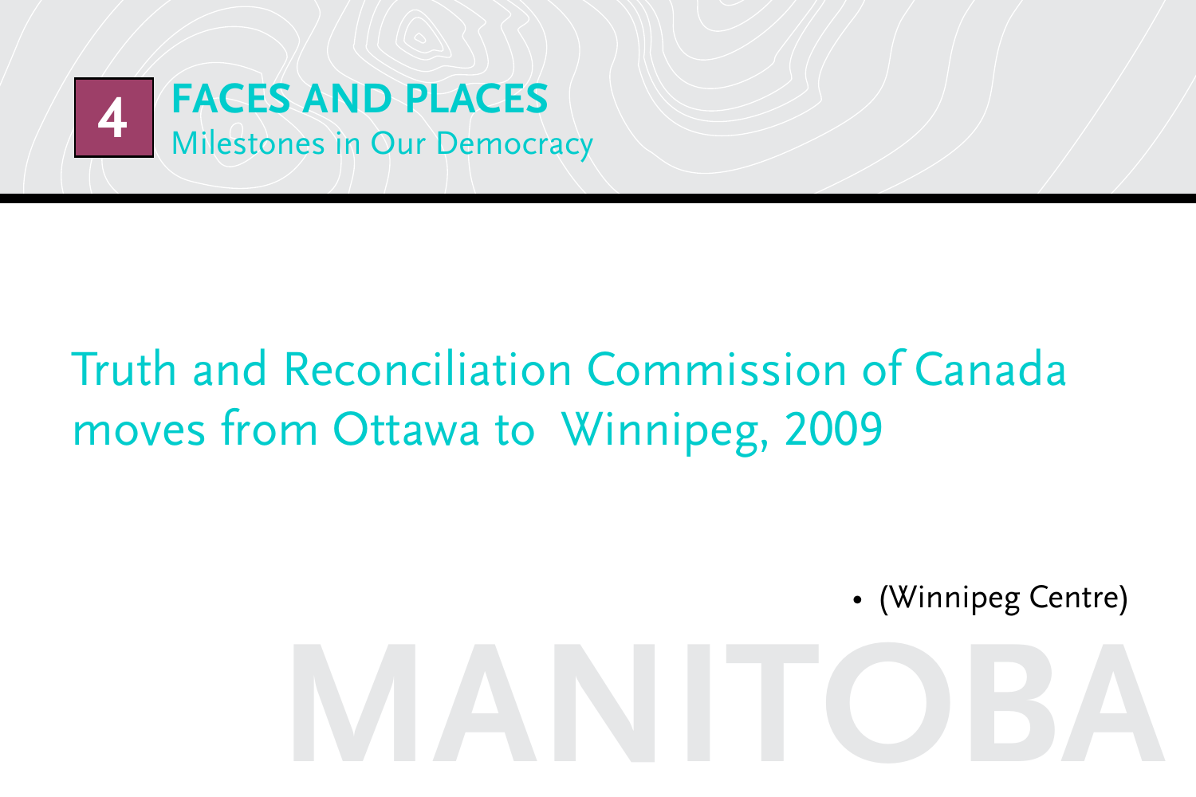# 4 FACES AND PLACES

Milestones in Our Democracy

## Truth and Reconciliation Commission of Canada moves from Ottawa to Winnipeg, 2009

- (Winnipeg Centre)

MANITOBA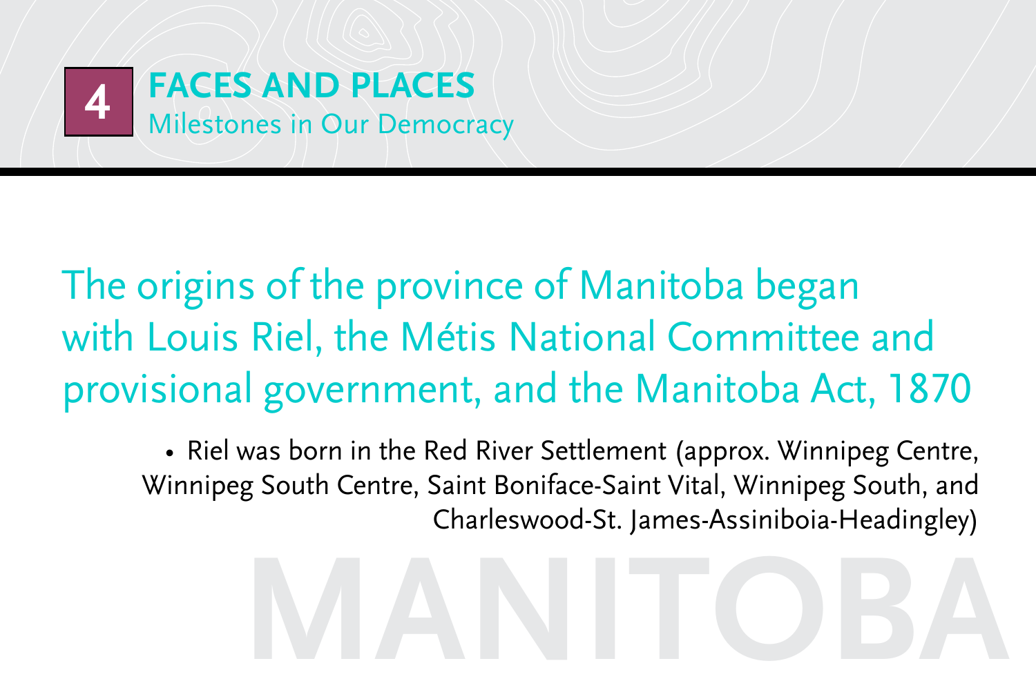# 4 FACES AND PLACES

## Milestones in Our Democracy

### The origins of the province of Manitoba began with Louis Riel, the Métis National Committee and provisional government, and the Manitoba Act, 1870

- Riel was born in the Red River Settlement (approx. Winnipeg Centre, Winnipeg South Centre, Saint Boniface-Saint Vital, Winnipeg South, and Charleswood-St. James-Assiniboia-Headingley)

MANITOBA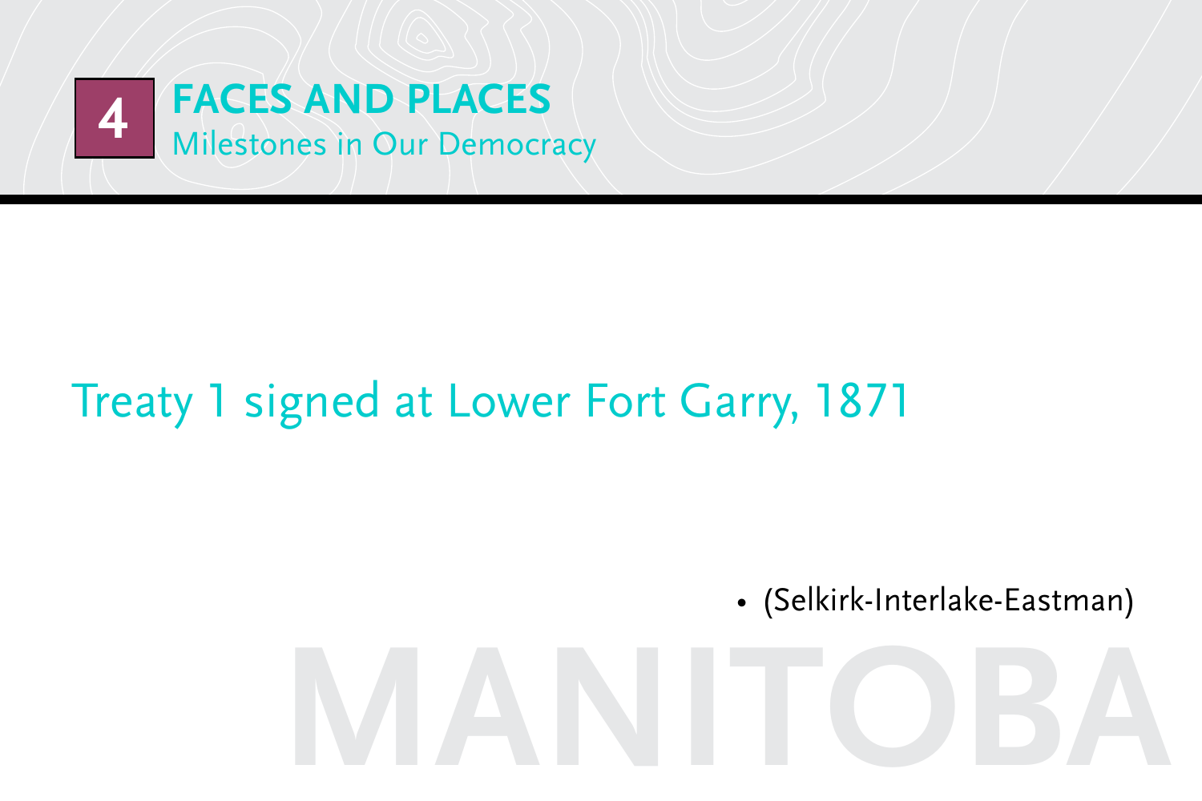# 4 FACES AND PLACES

## Milestones in Our Democracy

Treaty 1 signed at Lower Fort Garry, 1871

- (Selkirk-Interlake-Eastman)

MANITOBA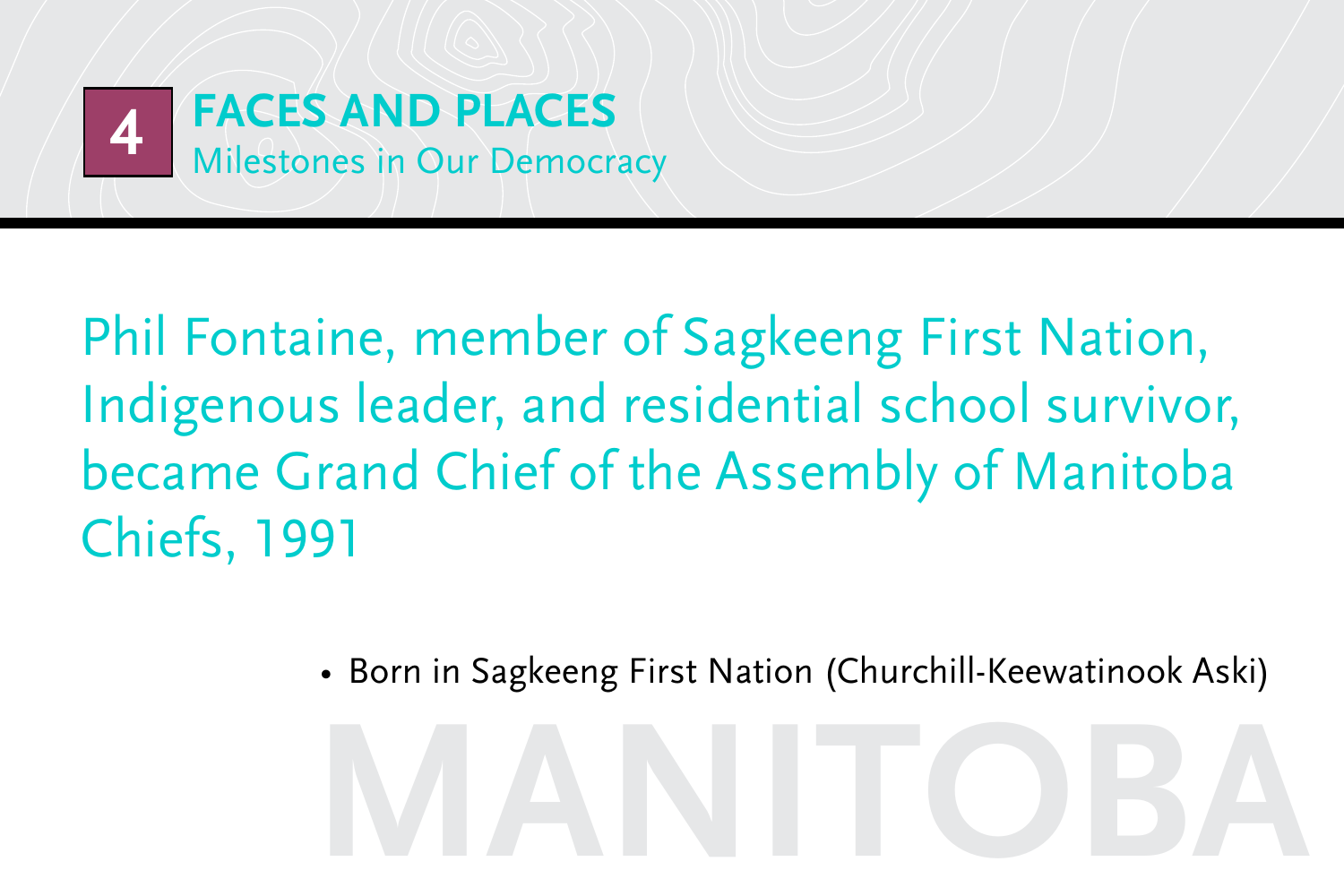**4** **FACES AND PLACES**
Milestones in Our Democracy

## Phil Fontaine, member of Sagkeeng First Nation, Indigenous leader, and residential school survivor, became Grand Chief of the Assembly of Manitoba Chiefs, 1991

- Born in Sagkeeng First Nation (Churchill-Keewatinook Aski)

MANITOBA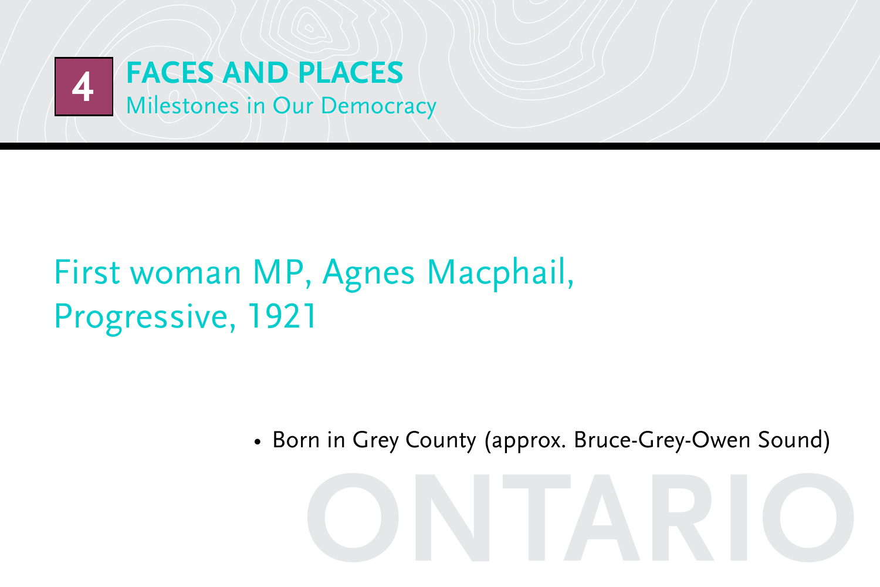# 4 FACES AND PLACES

Milestones in Our Democracy

## First woman MP, Agnes Macphail, Progressive, 1921

- Born in Grey County (approx. Bruce-Grey-Owen Sound)

ONTARIO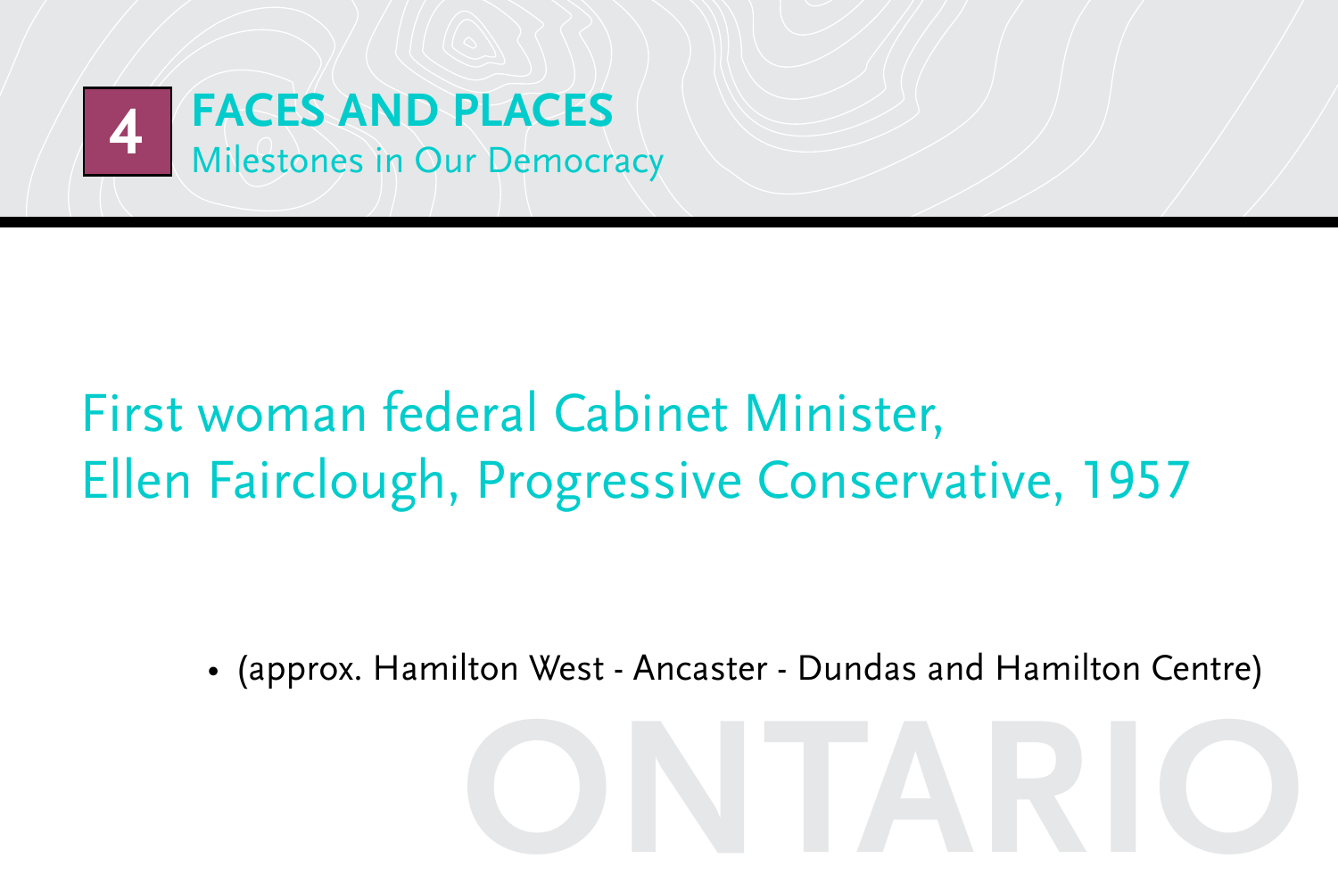# 4 FACES AND PLACES

Milestones in Our Democracy

## First woman federal Cabinet Minister, Ellen Fairclough, Progressive Conservative, 1957

- (approx. Hamilton West - Ancaster - Dundas and Hamilton Centre)

ONTARIO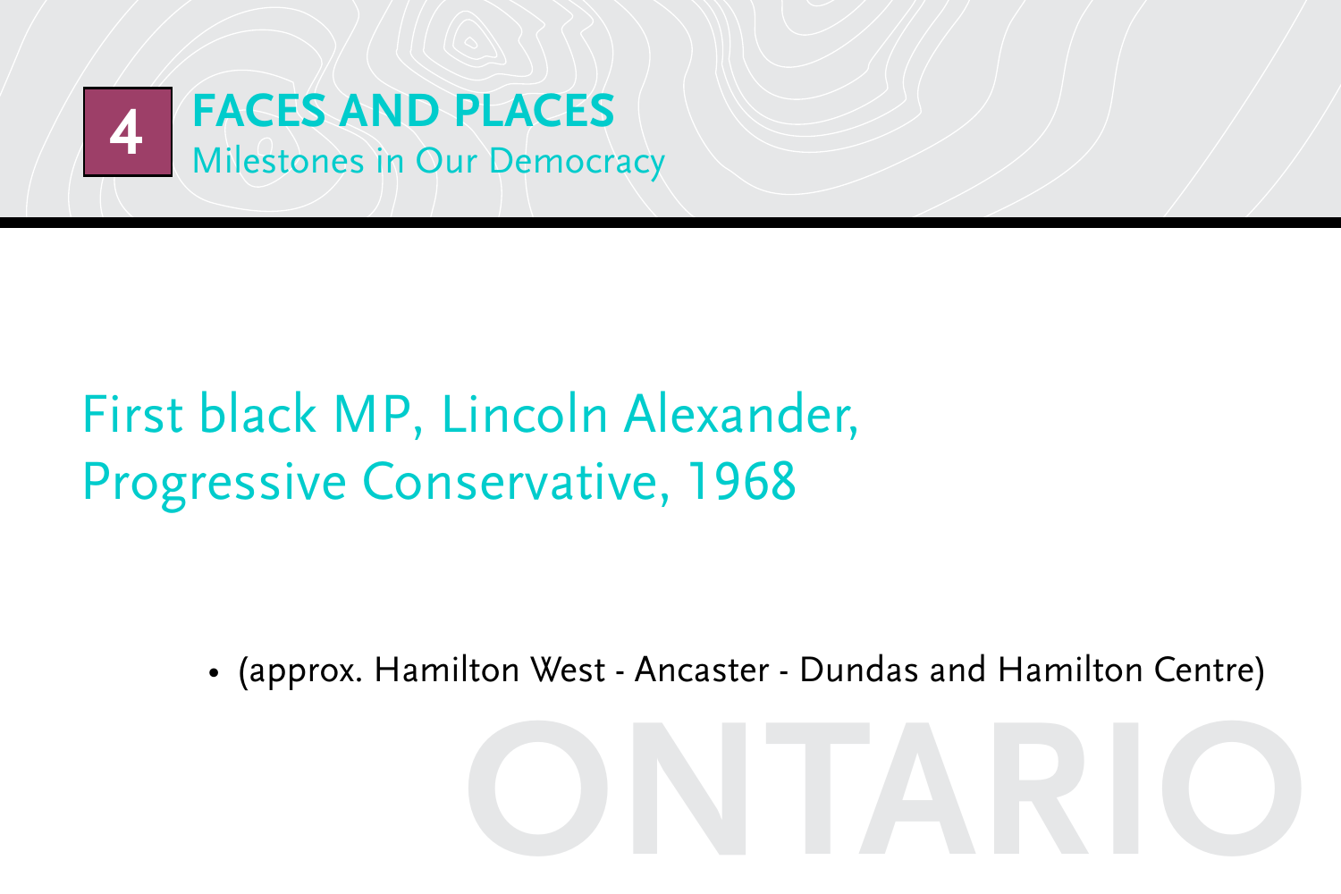# 4 FACES AND PLACES

## Milestones in Our Democracy

First black MP, Lincoln Alexander, Progressive Conservative, 1968

- (approx. Hamilton West - Ancaster - Dundas and Hamilton Centre)

ONTARIO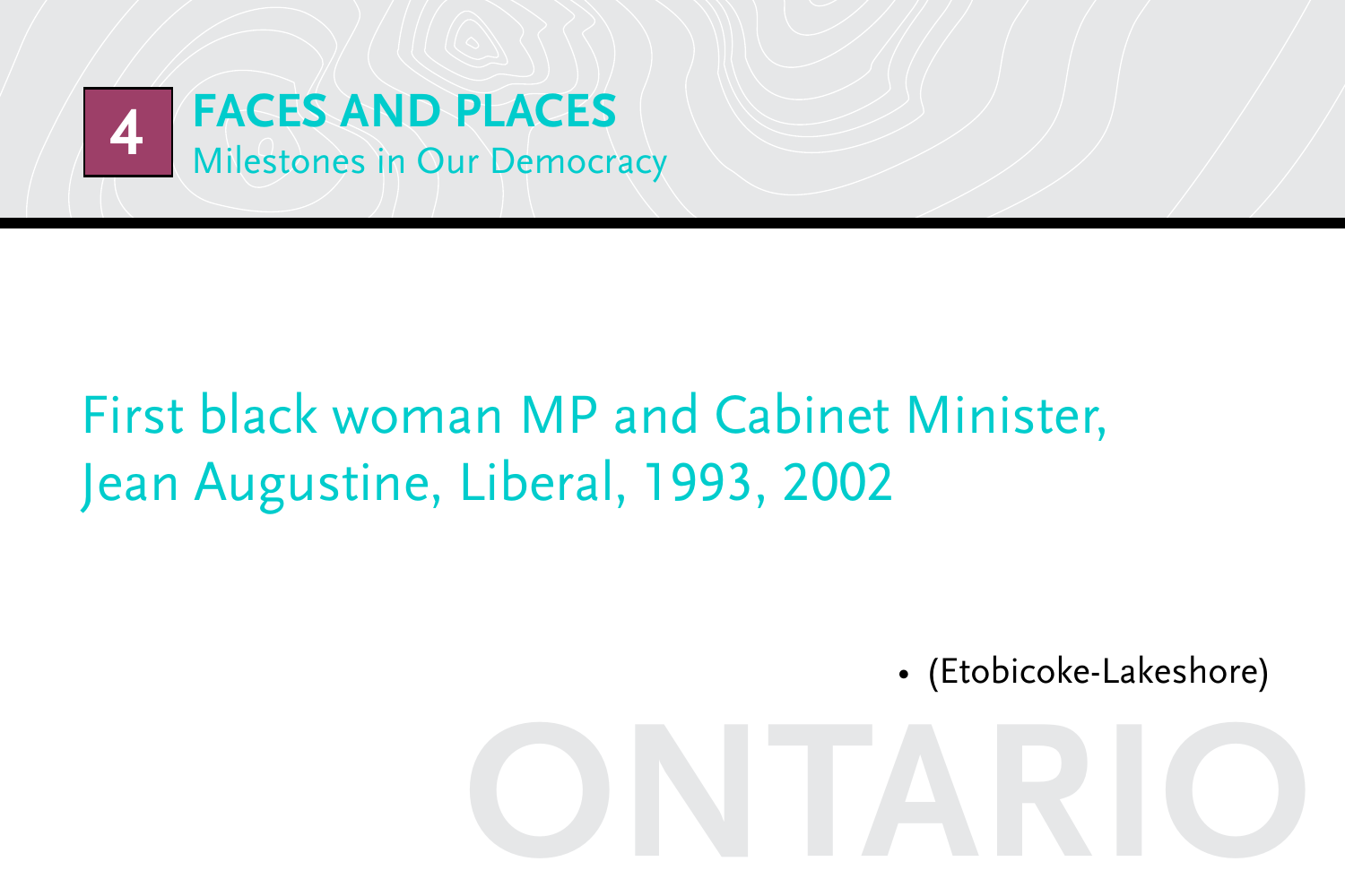# 4 FACES AND PLACES

Milestones in Our Democracy

First black woman MP and Cabinet Minister, Jean Augustine, Liberal, 1993, 2002

- (Etobicoke-Lakeshore)

ONTARIO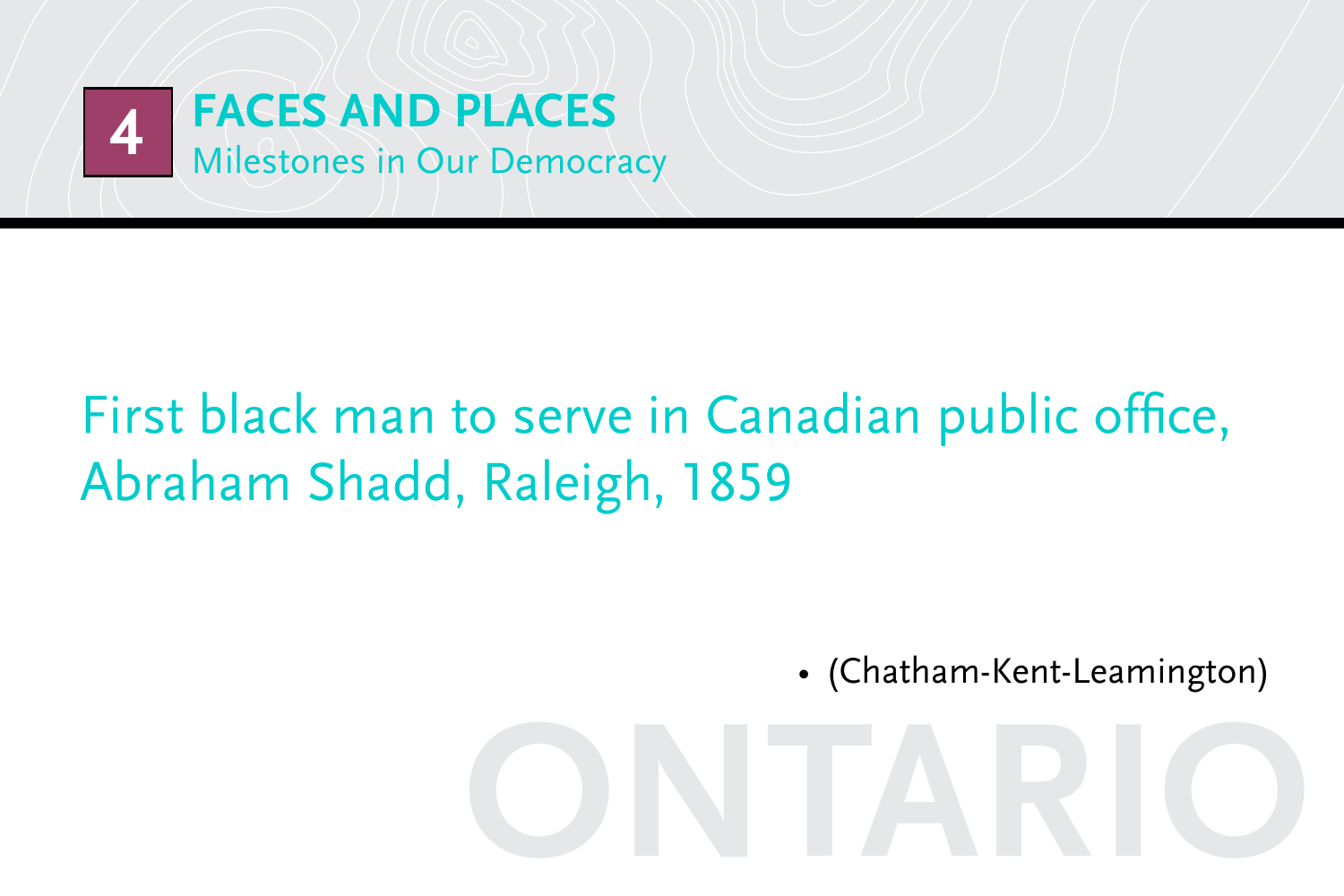# 4 FACES AND PLACES

Milestones in Our Democracy

## First black man to serve in Canadian public office, Abraham Shadd, Raleigh, 1859

- (Chatham-Kent-Leamington)

ONTARIO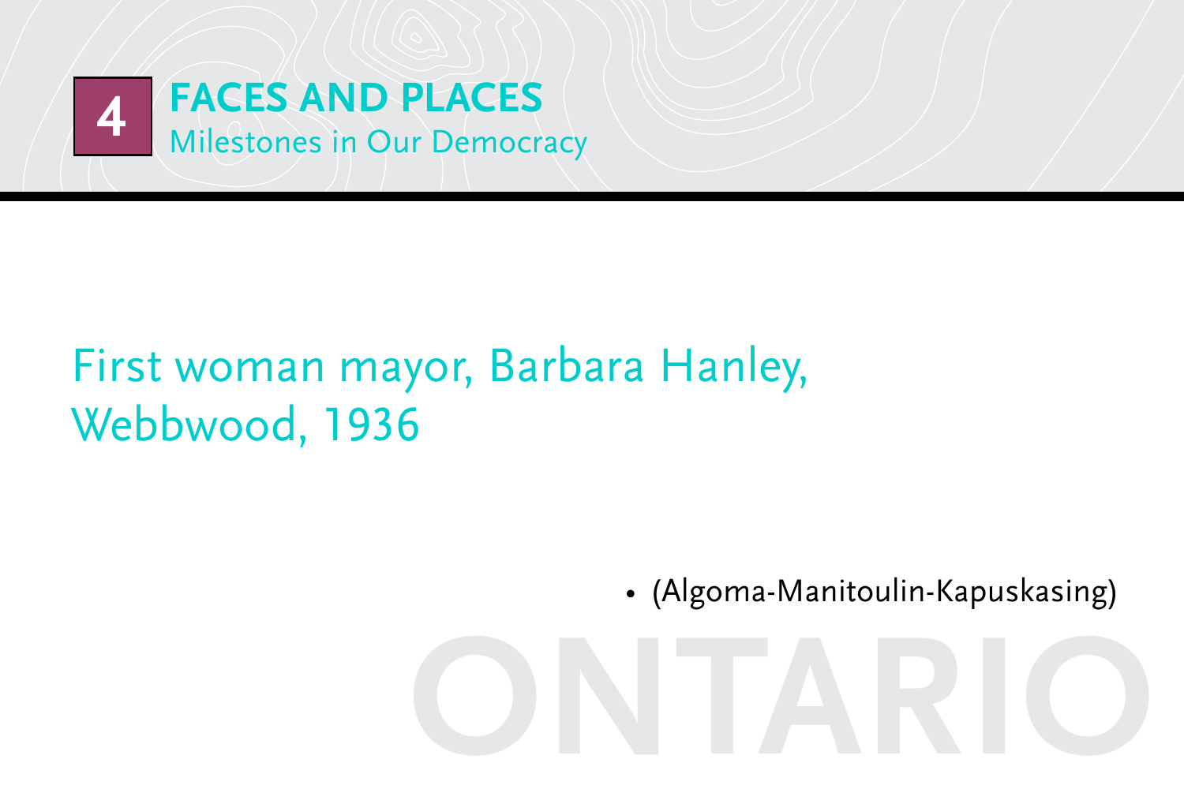# 4 FACES AND PLACES

Milestones in Our Democracy

## First woman mayor, Barbara Hanley, Webbwood, 1936

- (Algoma-Manitoulin-Kapuskasing)

ONTARIO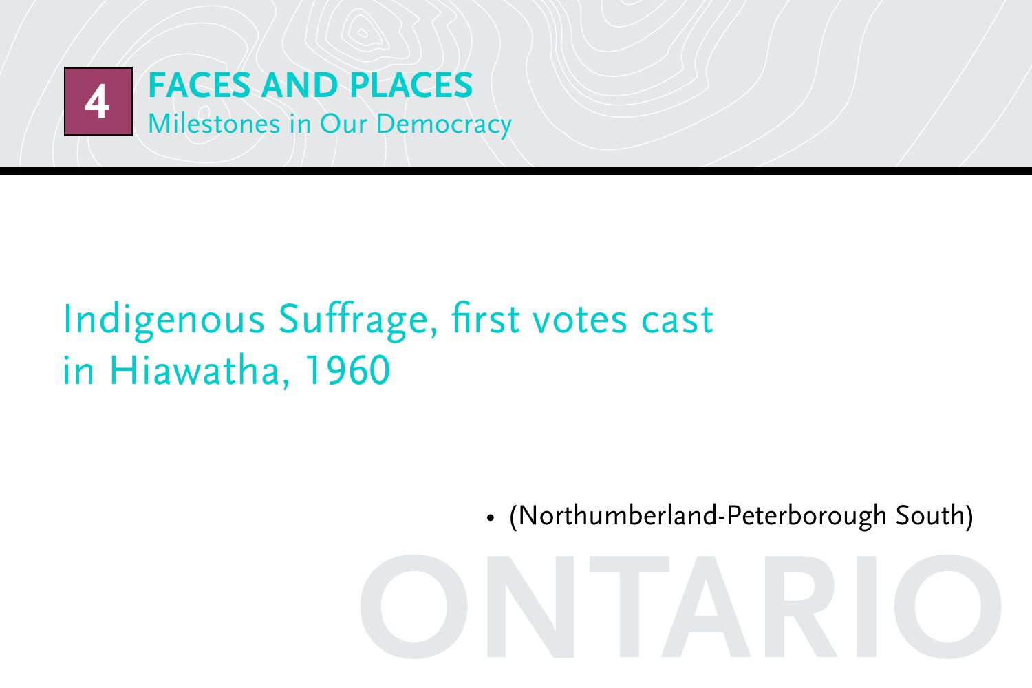# 4 FACES AND PLACES

Milestones in Our Democracy

## Indigenous Suffrage, first votes cast in Hiawatha, 1960

- (Northumberland-Peterborough South)

ONTARIO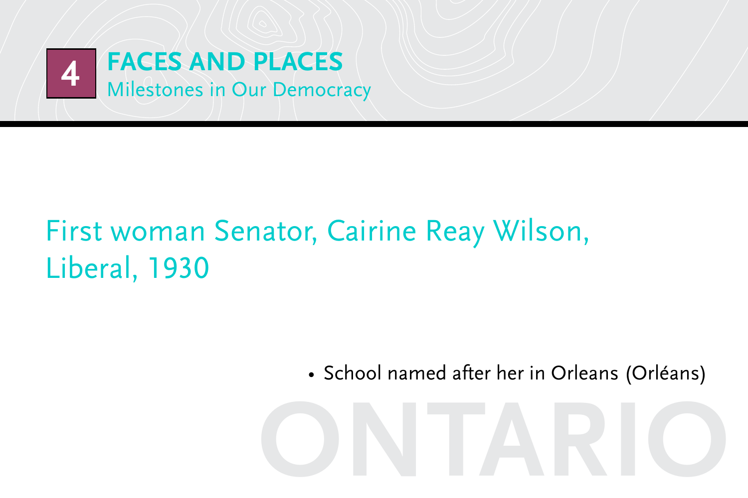# 4 FACES AND PLACES

## Milestones in Our Democracy

First woman Senator, Cairine Reay Wilson, Liberal, 1930

- School named after her in Orleans (Orléans)

ONTARIO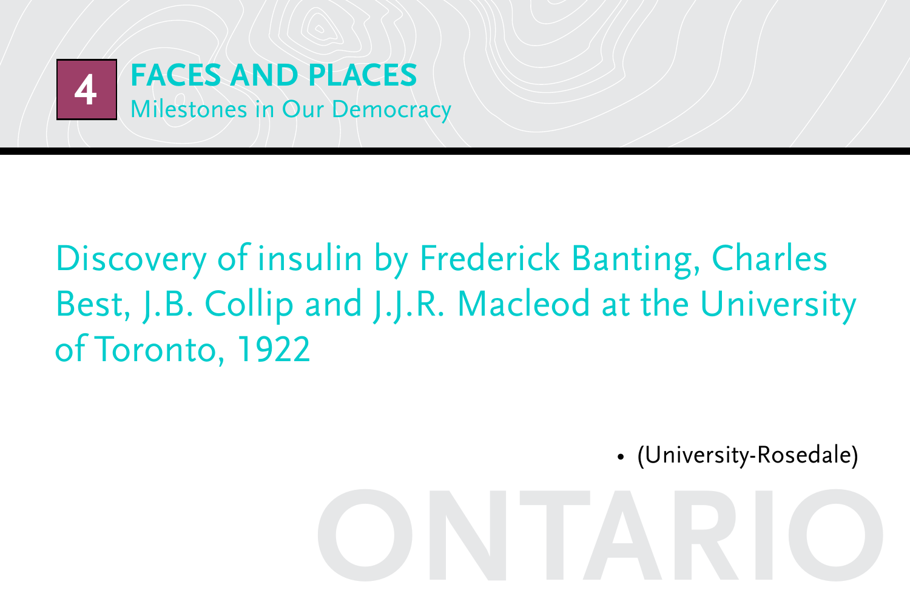# 4 FACES AND PLACES

## Milestones in Our Democracy

Discovery of insulin by Frederick Banting, Charles Best, J.B. Collip and J.J.R. Macleod at the University of Toronto, 1922

- (University-Rosedale)

ONTARIO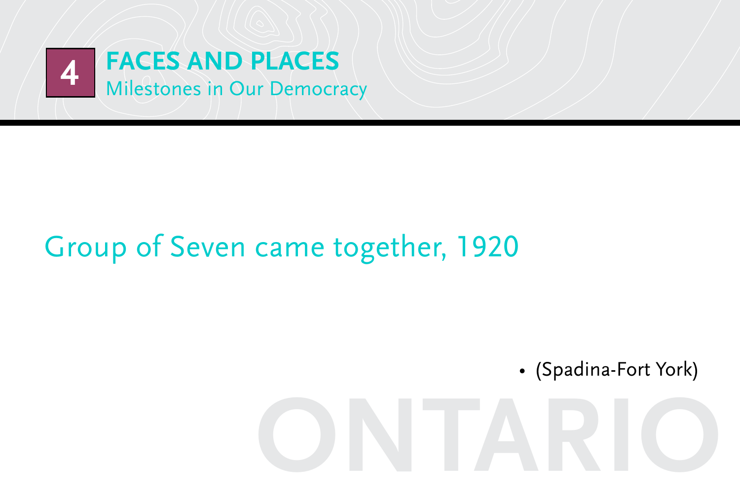# 4 FACES AND PLACES

Milestones in Our Democracy

## Group of Seven came together, 1920

- (Spadina-Fort York)

ONTARIO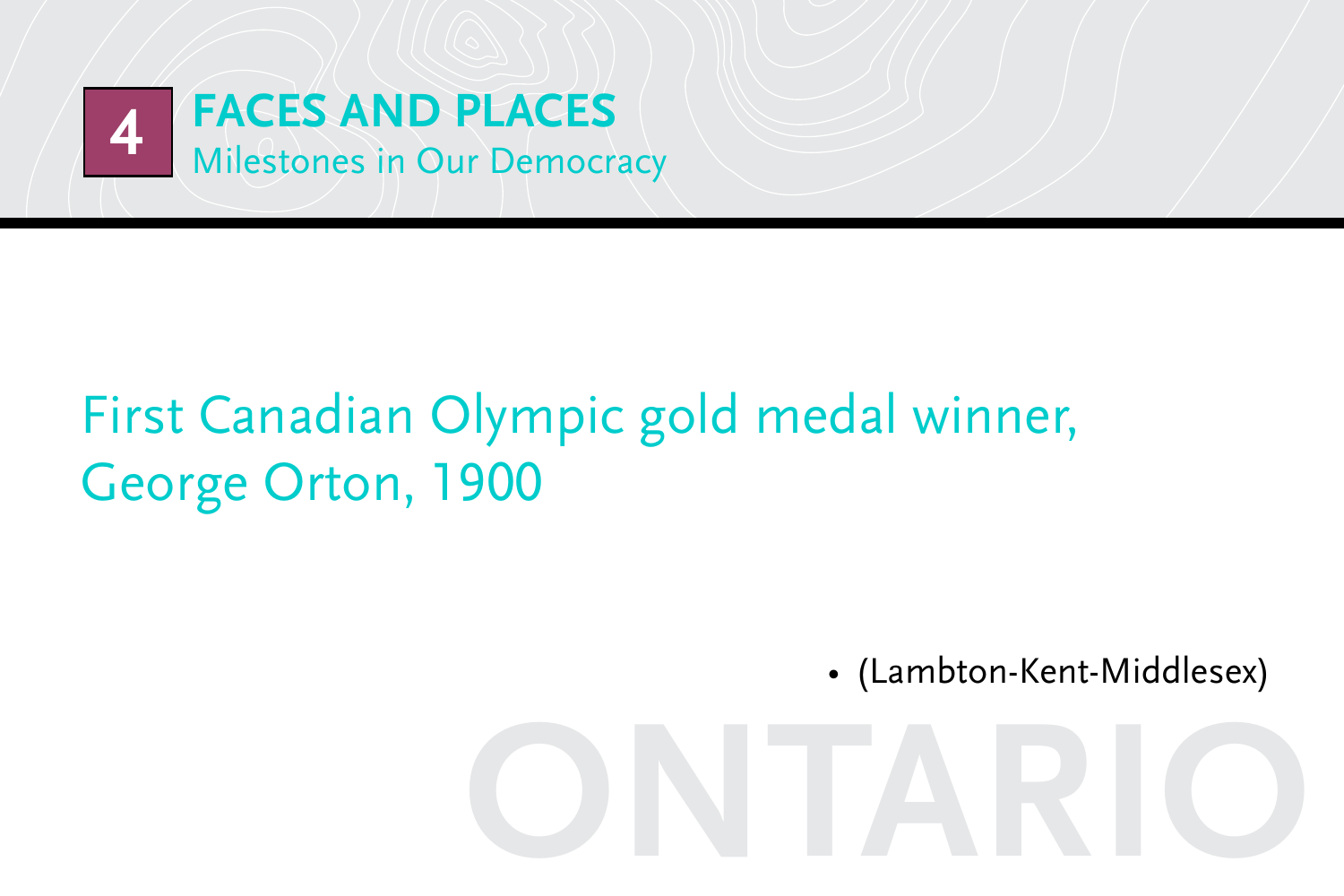# 4 FACES AND PLACES

## Milestones in Our Democracy

First Canadian Olympic gold medal winner, George Orton, 1900

- (Lambton-Kent-Middlesex)

ONTARIO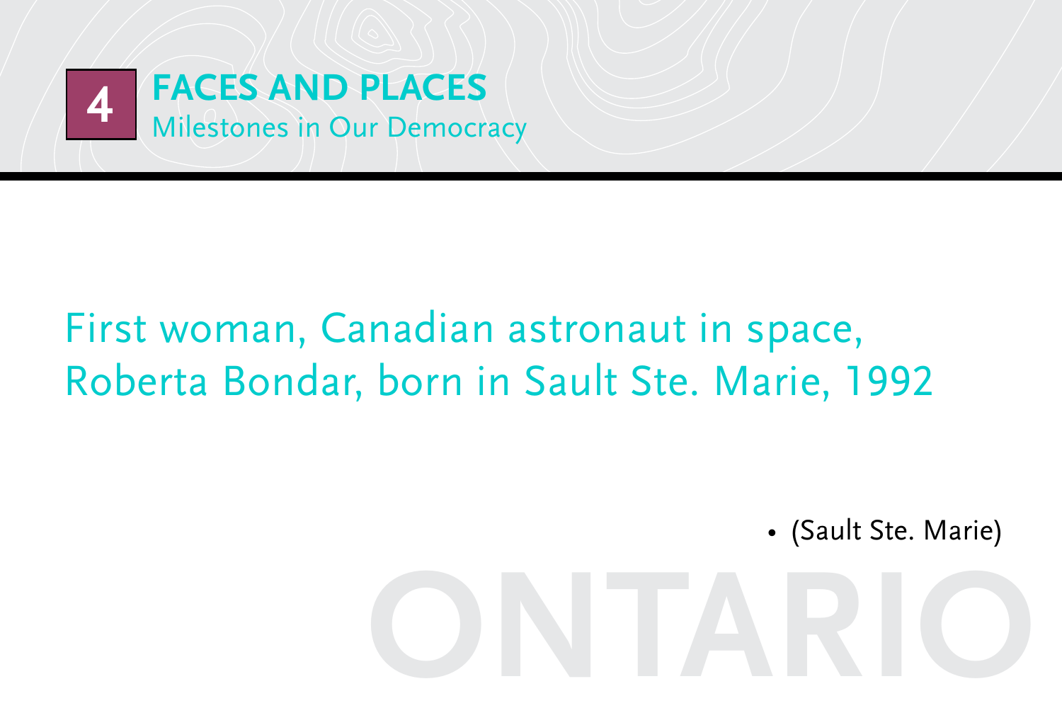# 4 FACES AND PLACES

Milestones in Our Democracy

First woman, Canadian astronaut in space, Roberta Bondar, born in Sault Ste. Marie, 1992

- (Sault Ste. Marie)

ONTARIO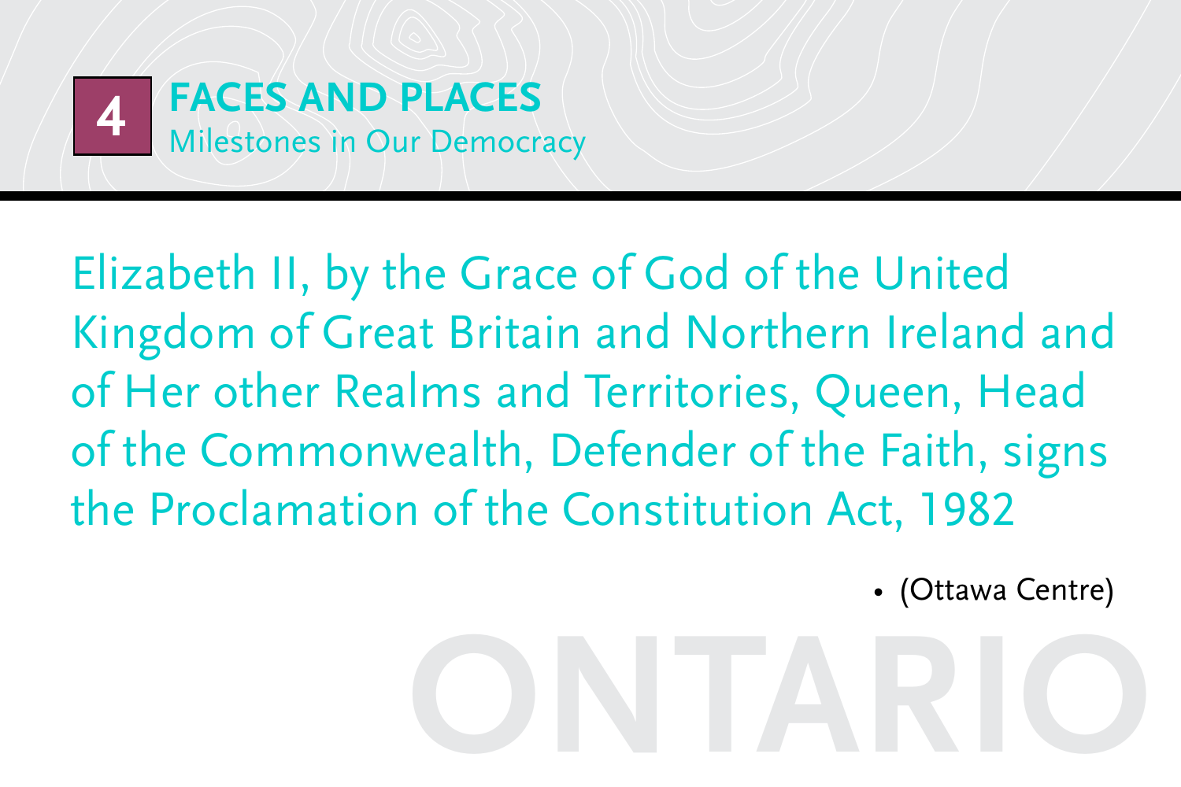4

## FACES AND PLACES

Milestones in Our Democracy

Elizabeth II, by the Grace of God of the United Kingdom of Great Britain and Northern Ireland and of Her other Realms and Territories, Queen, Head of the Commonwealth, Defender of the Faith, signs the Proclamation of the Constitution Act, 1982

- (Ottawa Centre)

ONTARIO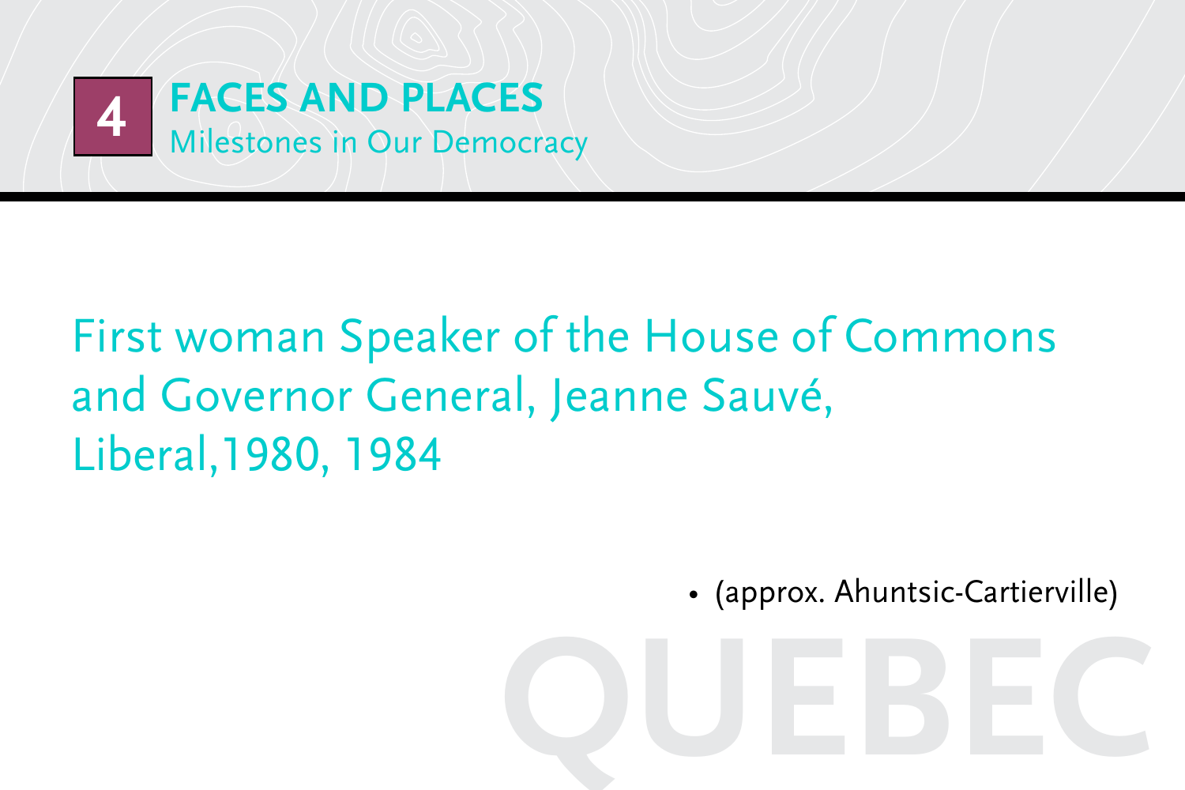# 4 FACES AND PLACES

## Milestones in Our Democracy

First woman Speaker of the House of Commons and Governor General, Jeanne Sauvé, Liberal,1980, 1984

- (approx. Ahuntsic-Cartierville)

QUEBEC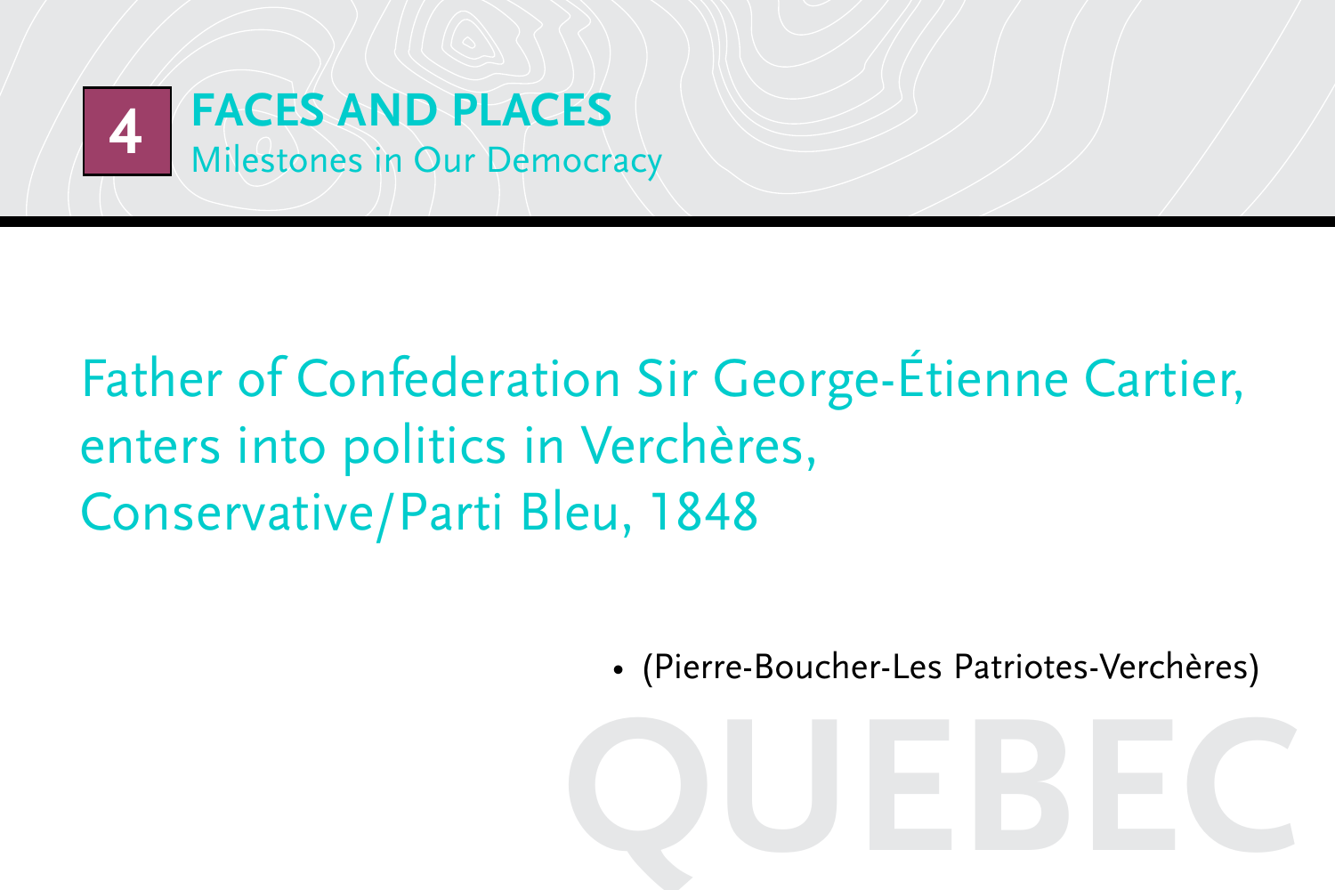# 4 FACES AND PLACES

## Milestones in Our Democracy

Father of Confederation Sir George-Étienne Cartier, enters into politics in Verchères, Conservative/Parti Bleu, 1848

- (Pierre-Boucher-Les Patriotes-Verchères)

QUEBEC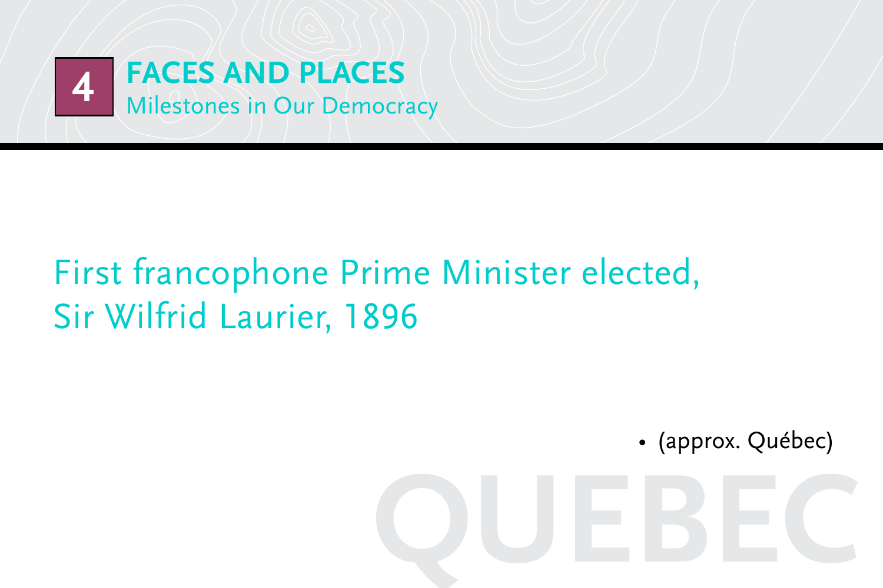# 4 FACES AND PLACES

## Milestones in Our Democracy

First francophone Prime Minister elected, Sir Wilfrid Laurier, 1896

- (approx. Québec)

QUEBEC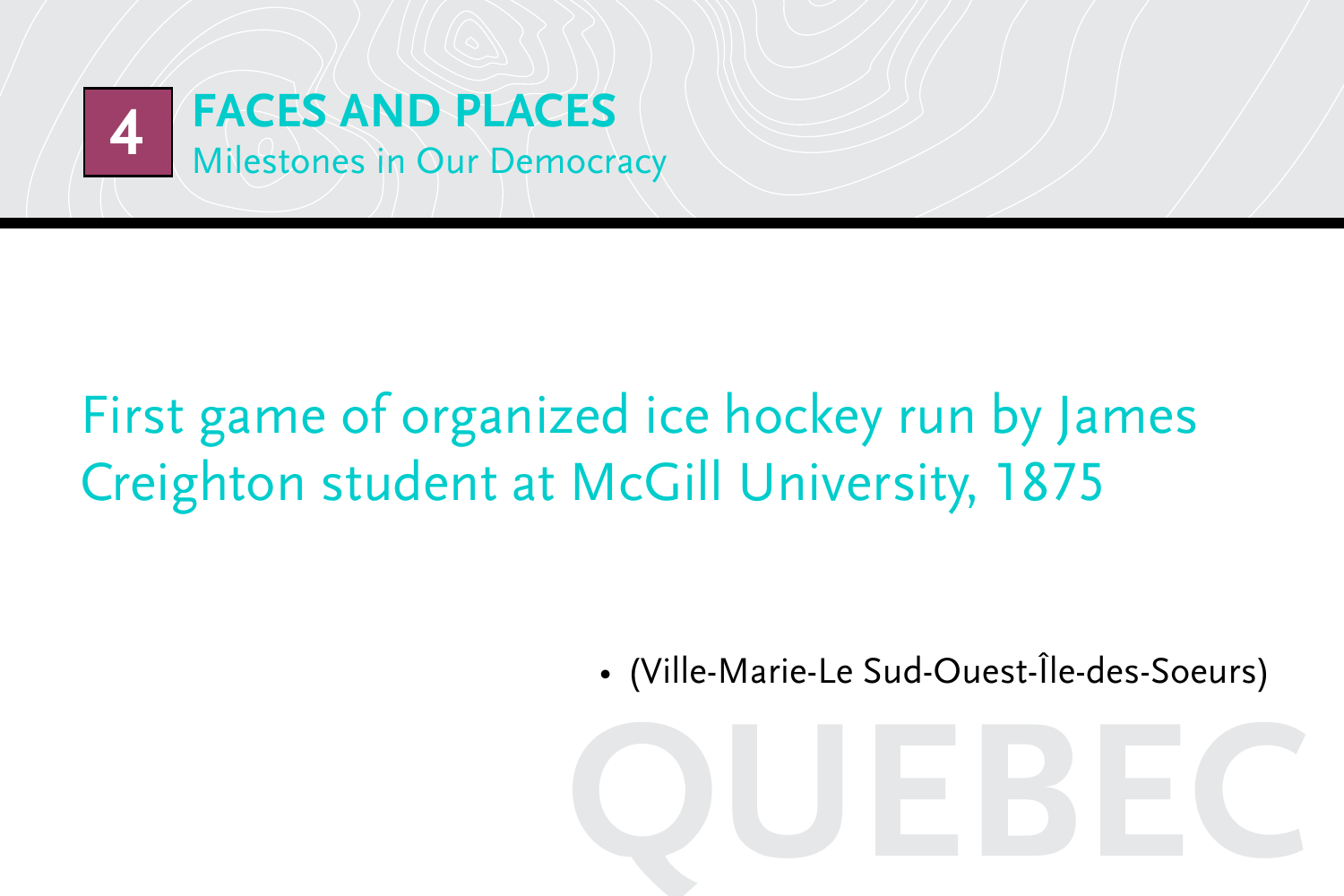# 4 FACES AND PLACES

## Milestones in Our Democracy

First game of organized ice hockey run by James Creighton student at McGill University, 1875

- (Ville-Marie-Le Sud-Ouest-Île-des-Soeurs)

QUEBEC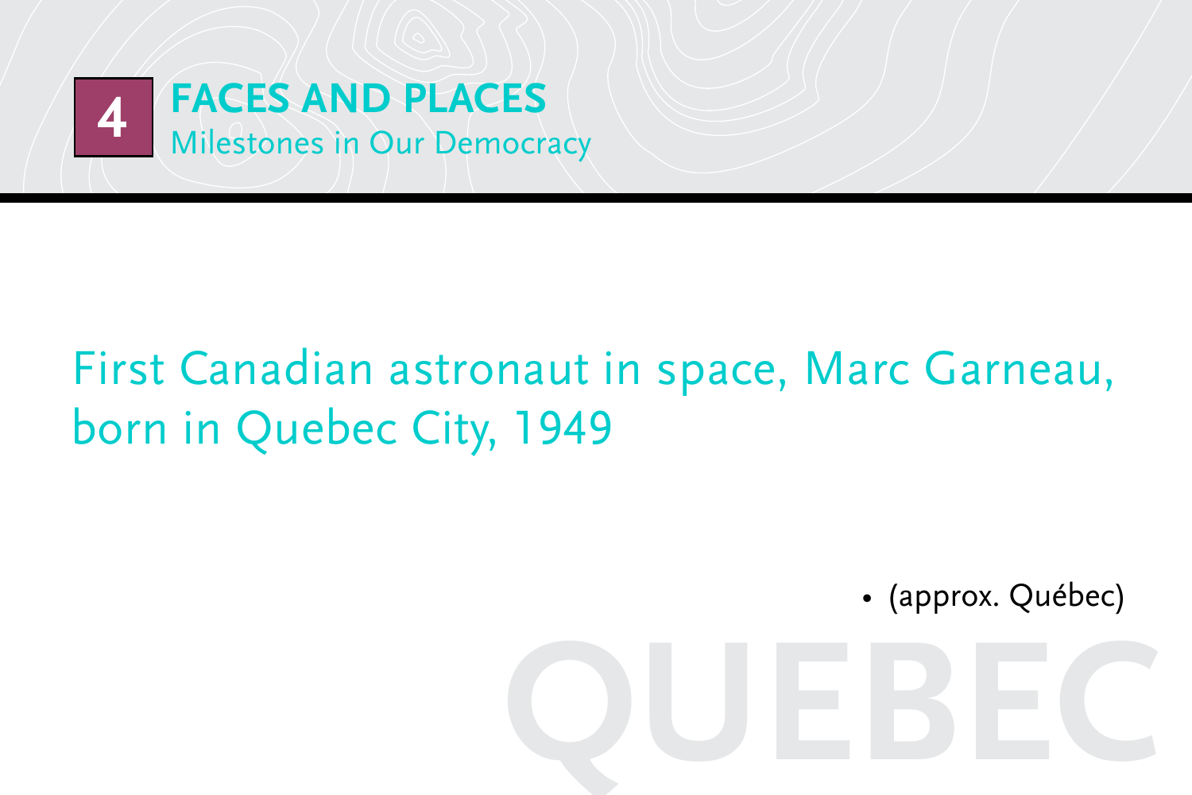# 4 FACES AND PLACES

## Milestones in Our Democracy

First Canadian astronaut in space, Marc Garneau, born in Quebec City, 1949

- (approx. Québec)

QUEBEC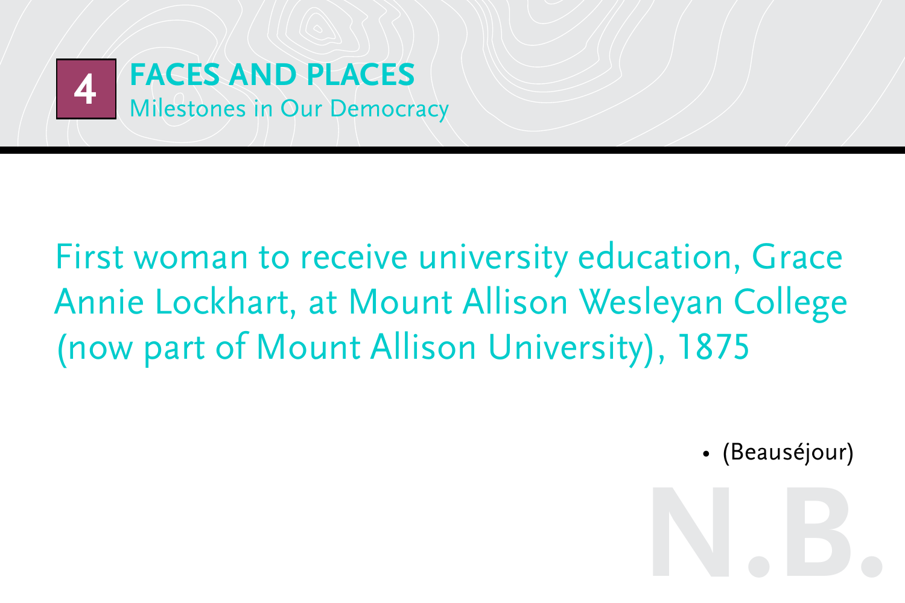# 4 FACES AND PLACES

Milestones in Our Democracy

First woman to receive university education, Grace Annie Lockhart, at Mount Allison Wesleyan College (now part of Mount Allison University), 1875

- (Beauséjour)

N.B.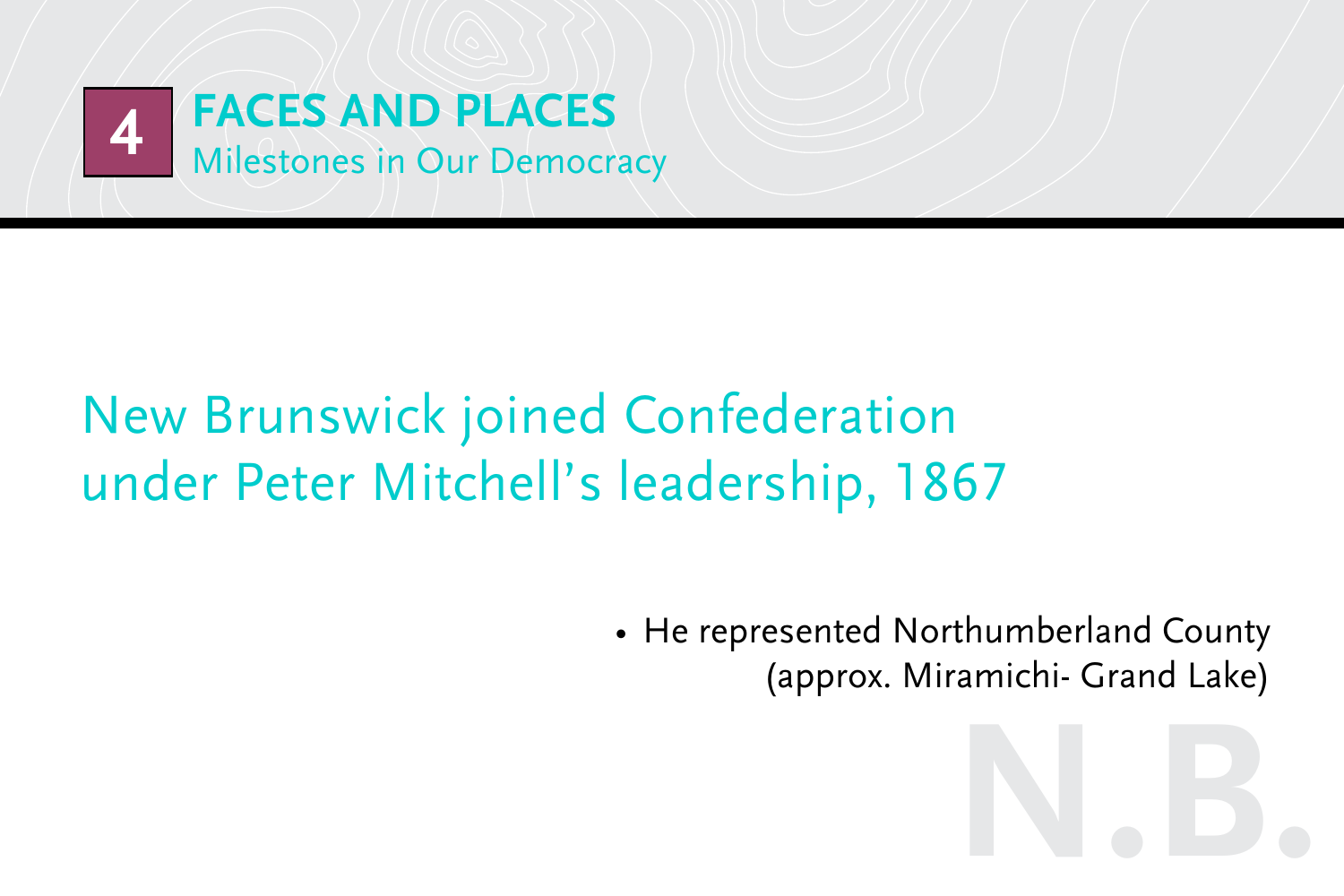# 4 FACES AND PLACES

Milestones in Our Democracy

## New Brunswick joined Confederation under Peter Mitchell's leadership, 1867

- He represented Northumberland County (approx. Miramichi- Grand Lake)

N.B.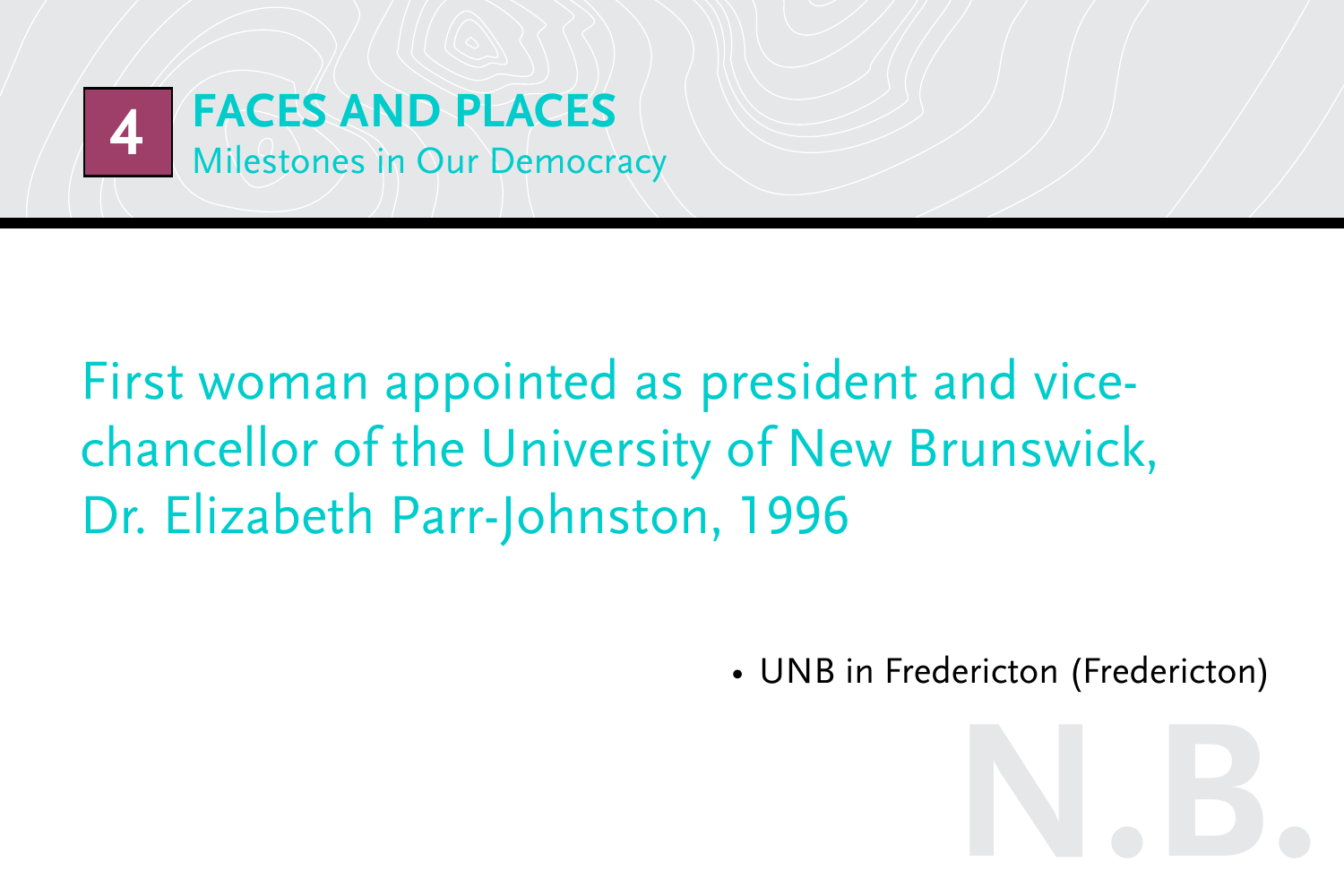# 4 FACES AND PLACES

Milestones in Our Democracy

First woman appointed as president and vice-chancellor of the University of New Brunswick, Dr. Elizabeth Parr-Johnston, 1996

- UNB in Fredericton (Fredericton)

N.B.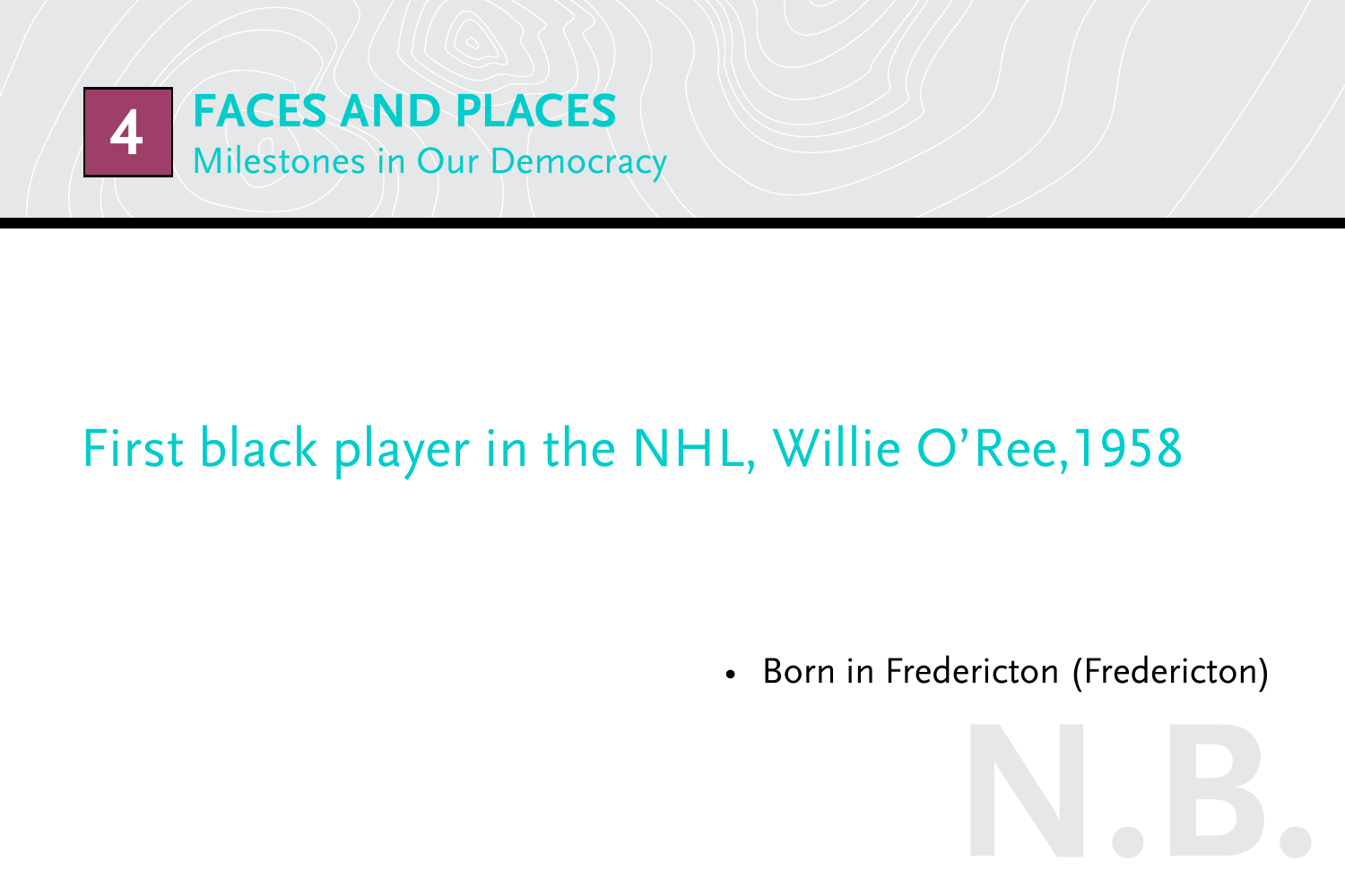# 4 FACES AND PLACES

## Milestones in Our Democracy

First black player in the NHL, Willie O'Ree,1958

- Born in Fredericton (Fredericton)

N.B.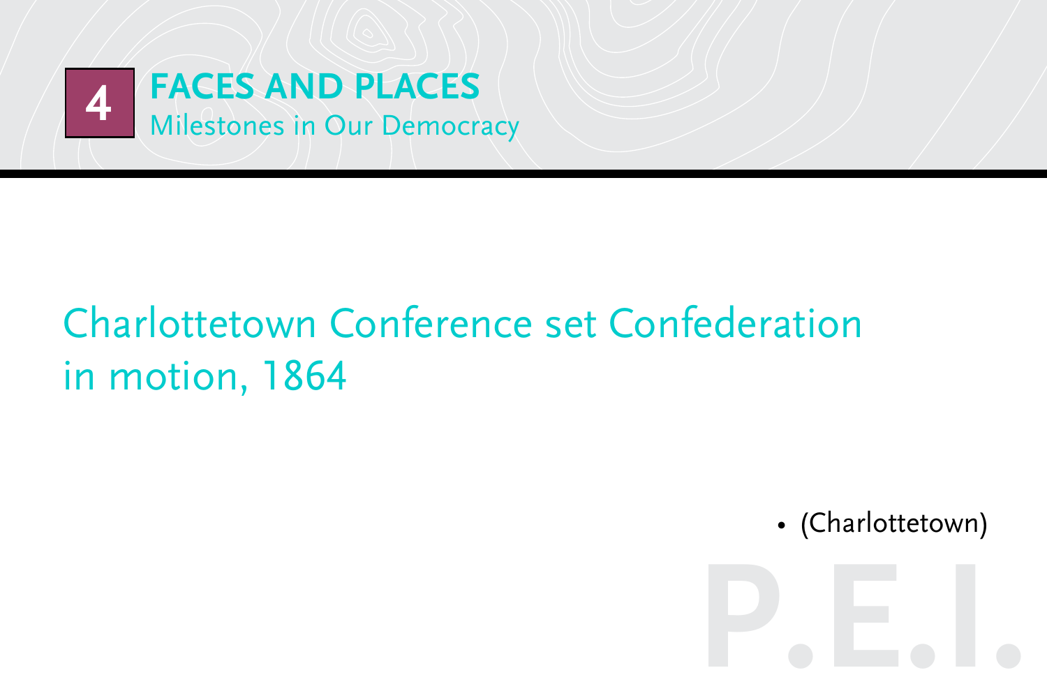# 4 FACES AND PLACES

Milestones in Our Democracy

## Charlottetown Conference set Confederation in motion, 1864

- (Charlottetown)

P.E.I.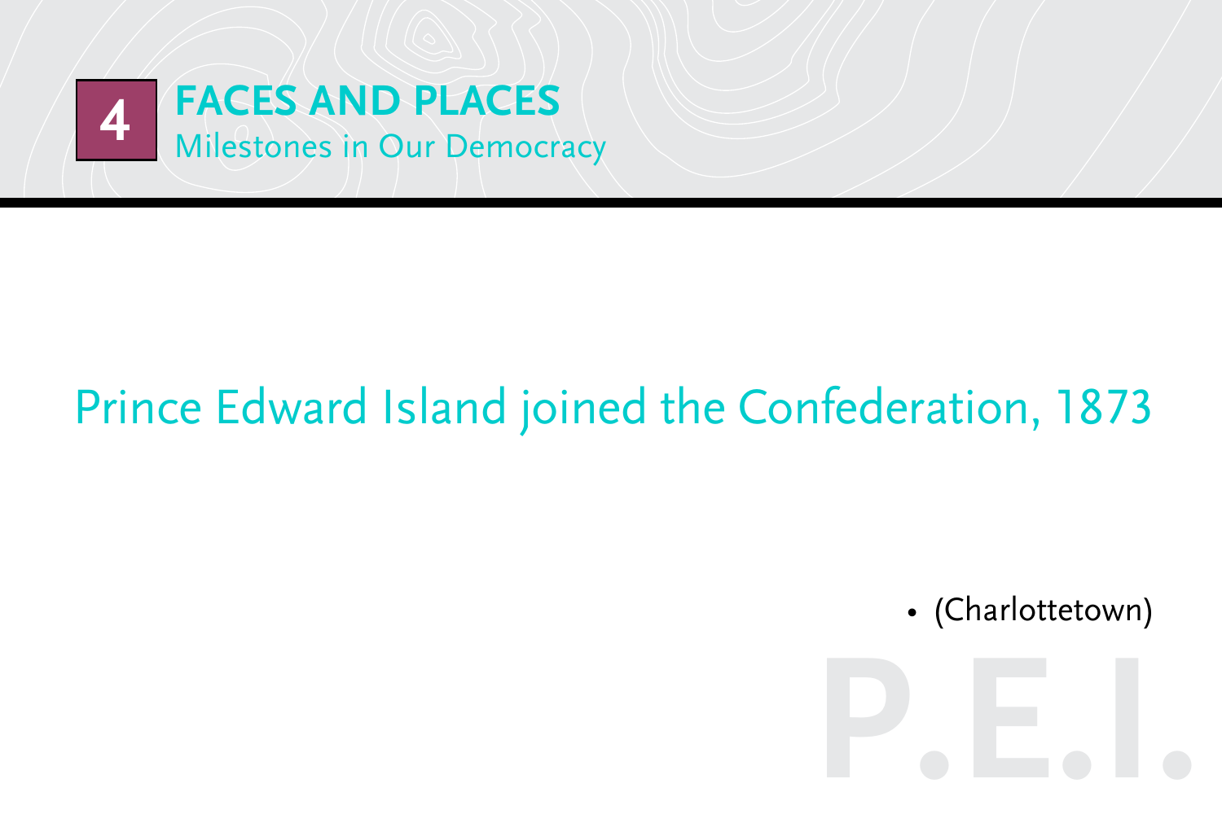## Prince Edward Island joined the Confederation, 1873

- (Charlottetown)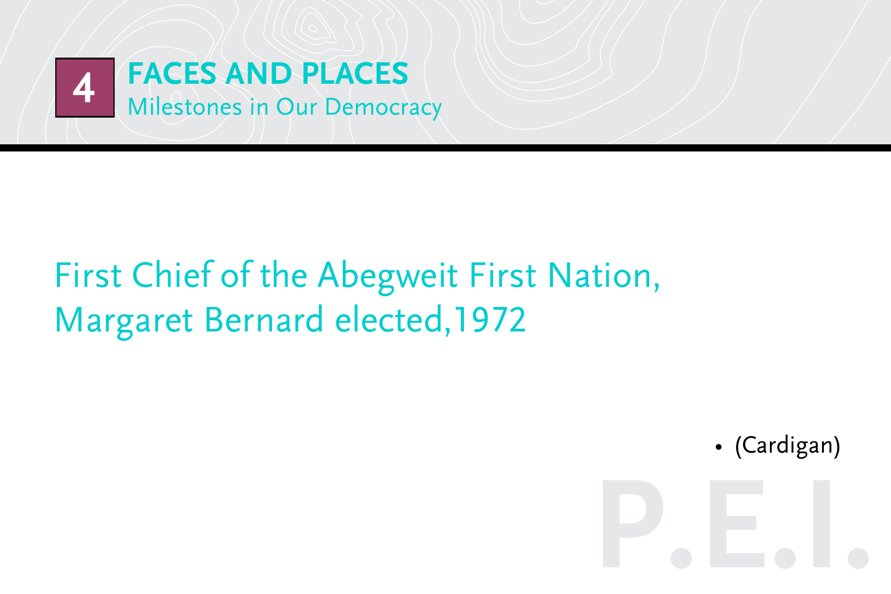# 4 FACES AND PLACES

## Milestones in Our Democracy

First Chief of the Abegweit First Nation, Margaret Bernard elected,1972

- (Cardigan)

P.E.I.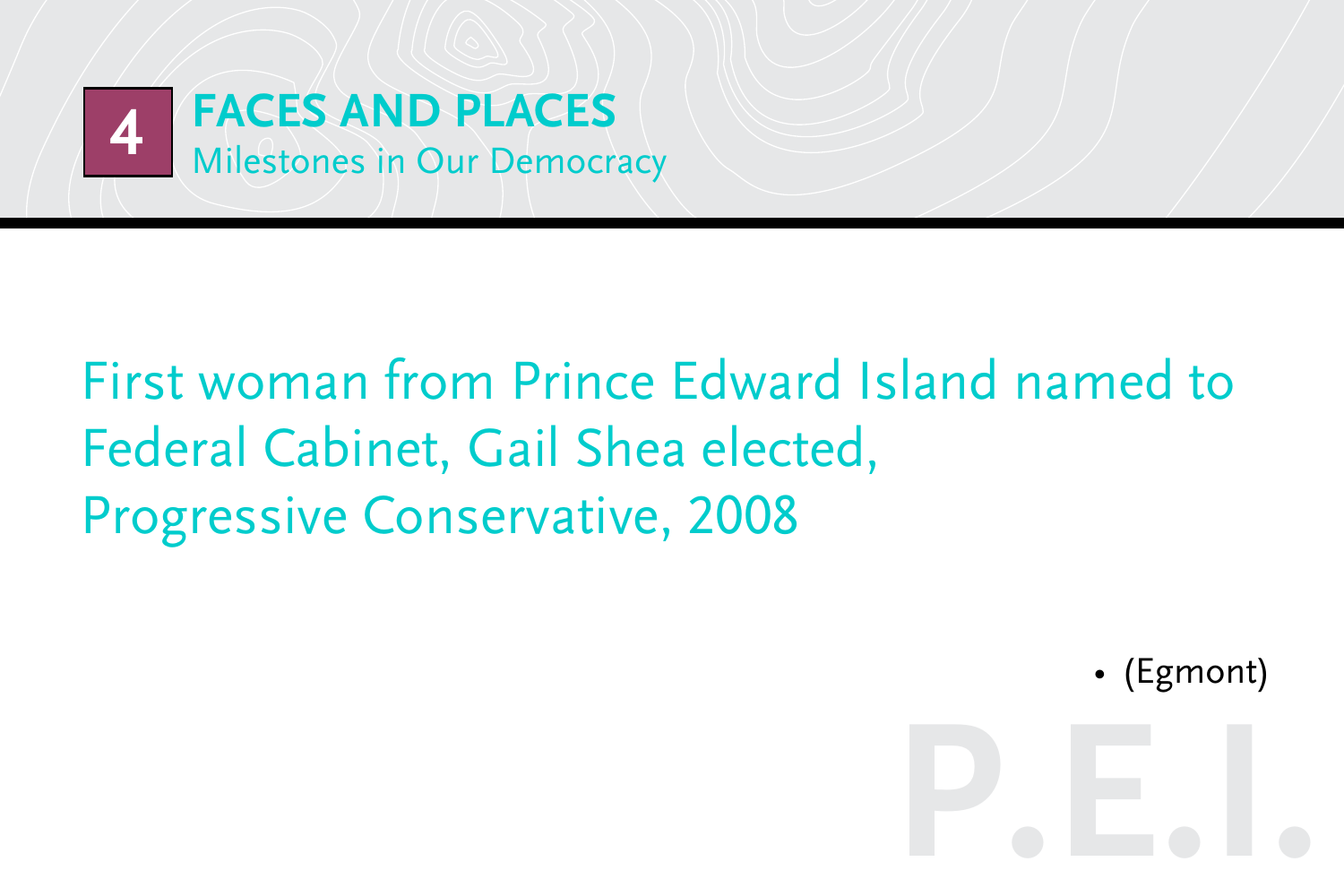# 4 FACES AND PLACES

## Milestones in Our Democracy

First woman from Prince Edward Island named to Federal Cabinet, Gail Shea elected, Progressive Conservative, 2008

- (Egmont)

P.E.I.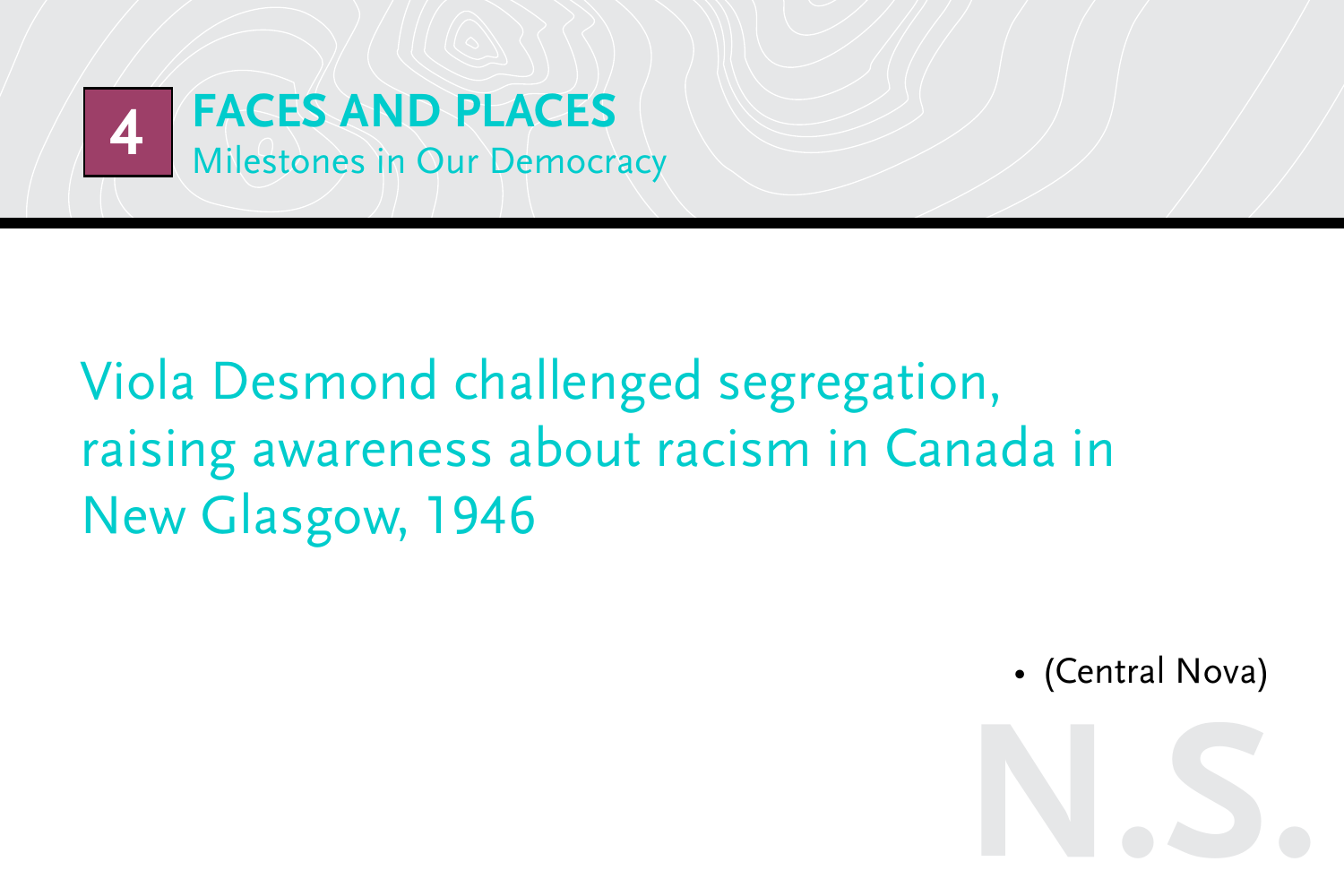# 4 FACES AND PLACES

## Milestones in Our Democracy

Viola Desmond challenged segregation, raising awareness about racism in Canada in New Glasgow, 1946

- (Central Nova)

N.S.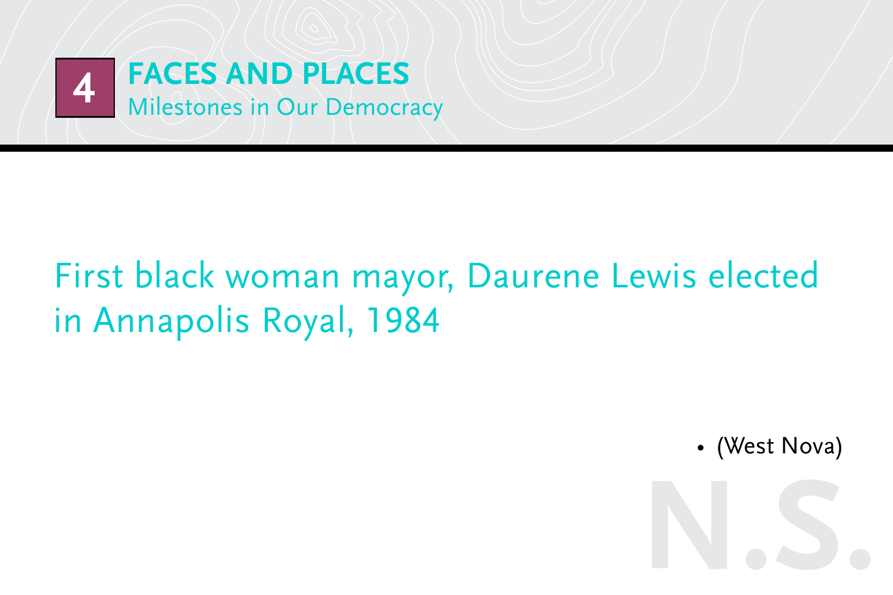## 4 FACES AND PLACES

Milestones in Our Democracy

First black woman mayor, Daurene Lewis elected in Annapolis Royal, 1984

- (West Nova)

N.S.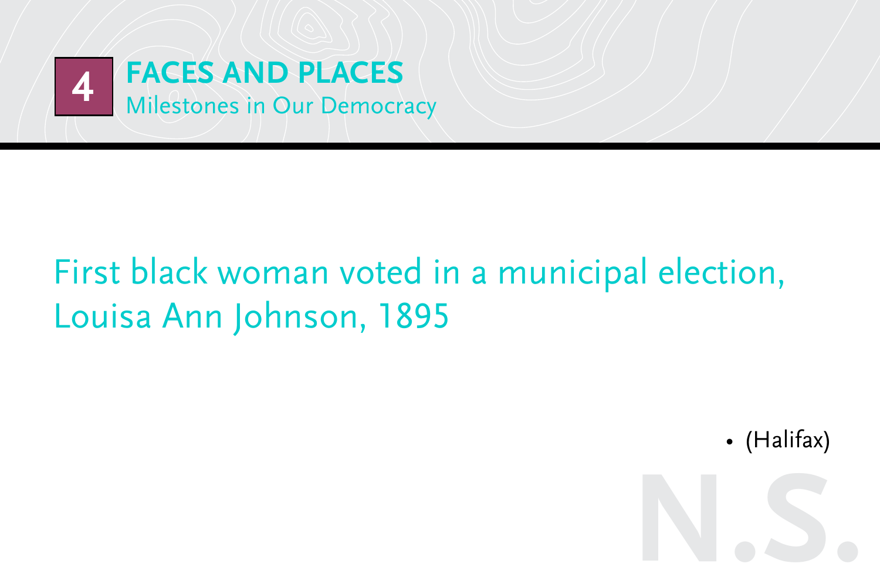# 4 FACES AND PLACES

## Milestones in Our Democracy

First black woman voted in a municipal election, Louisa Ann Johnson, 1895

- (Halifax)

N.S.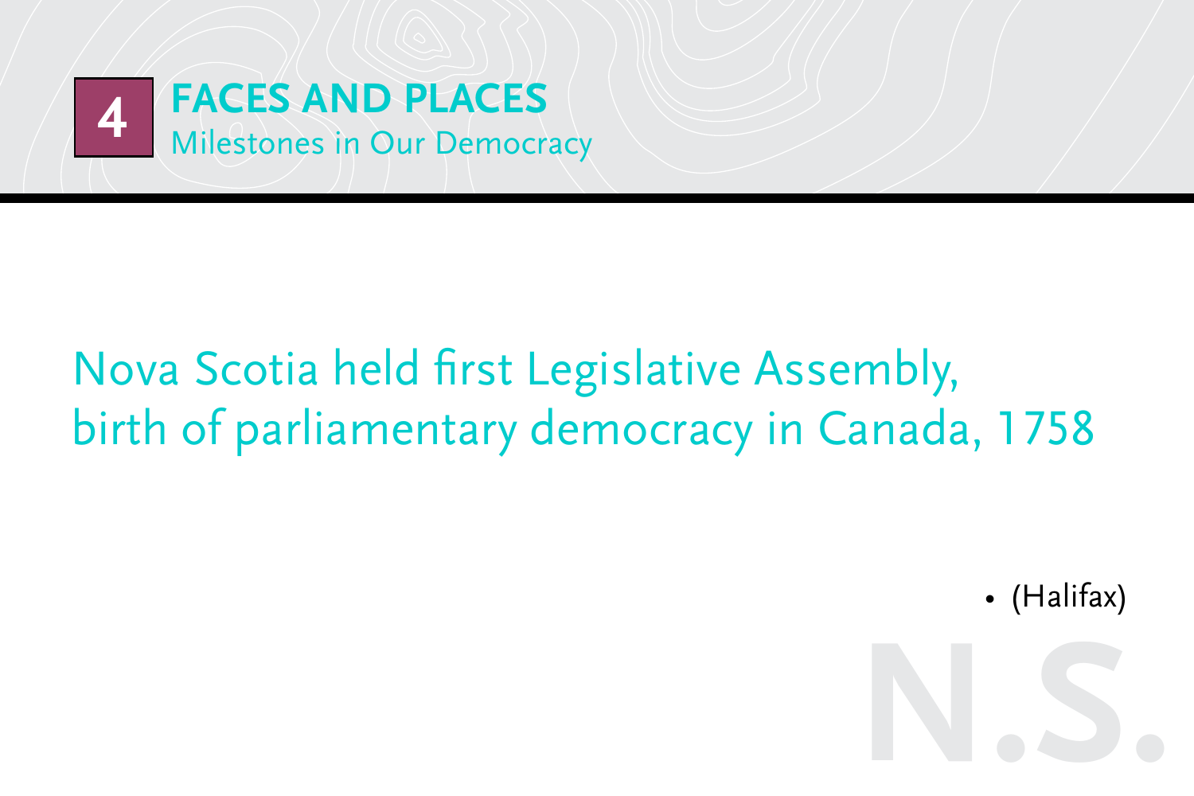# 4 FACES AND PLACES

## Milestones in Our Democracy

Nova Scotia held first Legislative Assembly, birth of parliamentary democracy in Canada, 1758

- (Halifax)

N.S.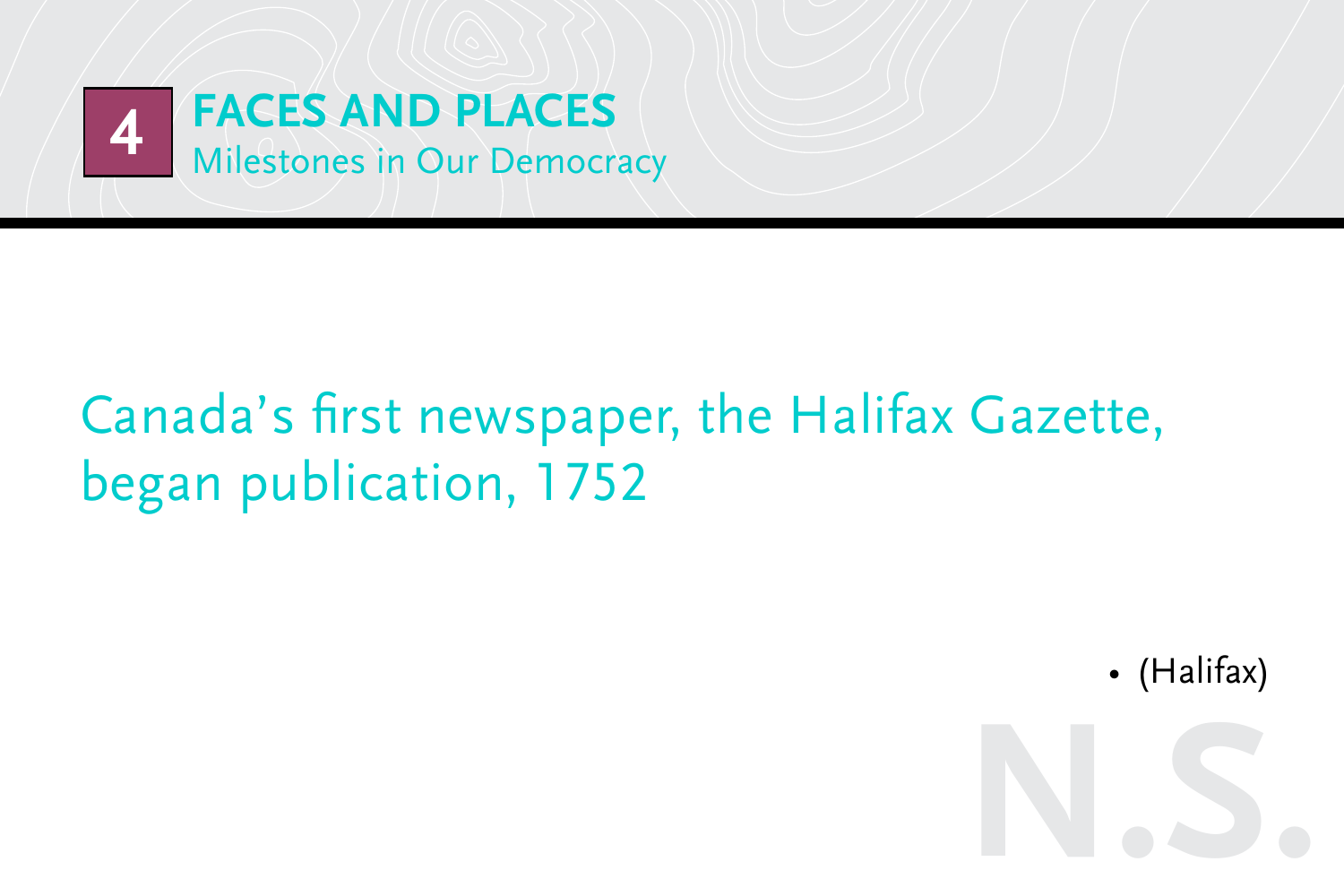# 4 FACES AND PLACES

## Milestones in Our Democracy

Canada's first newspaper, the Halifax Gazette, began publication, 1752

- (Halifax)

N.S.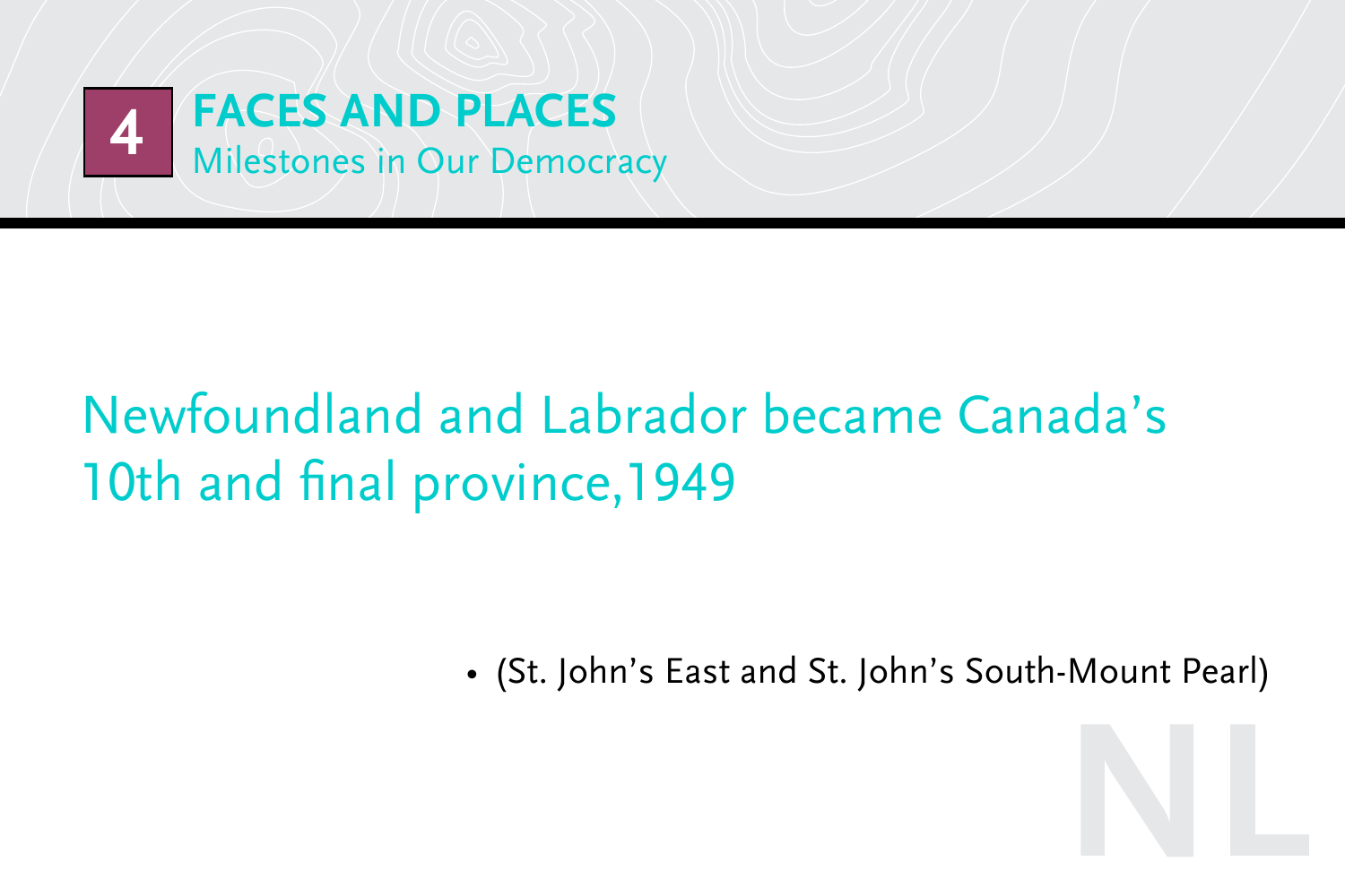# 4 FACES AND PLACES

## Milestones in Our Democracy

Newfoundland and Labrador became Canada's 10th and final province,1949

- (St. John's East and St. John's South-Mount Pearl)

NL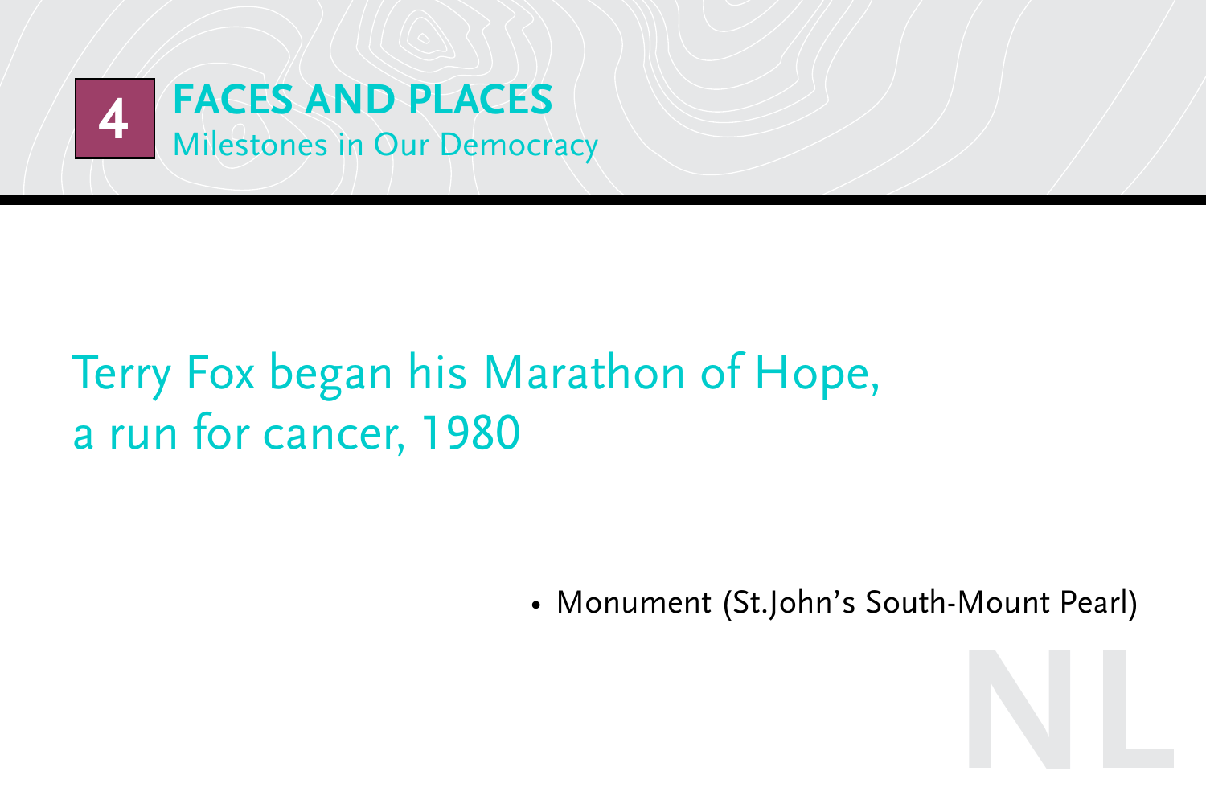# 4 FACES AND PLACES

Milestones in Our Democracy

## Terry Fox began his Marathon of Hope, a run for cancer, 1980

- Monument (St.John's South-Mount Pearl)

NL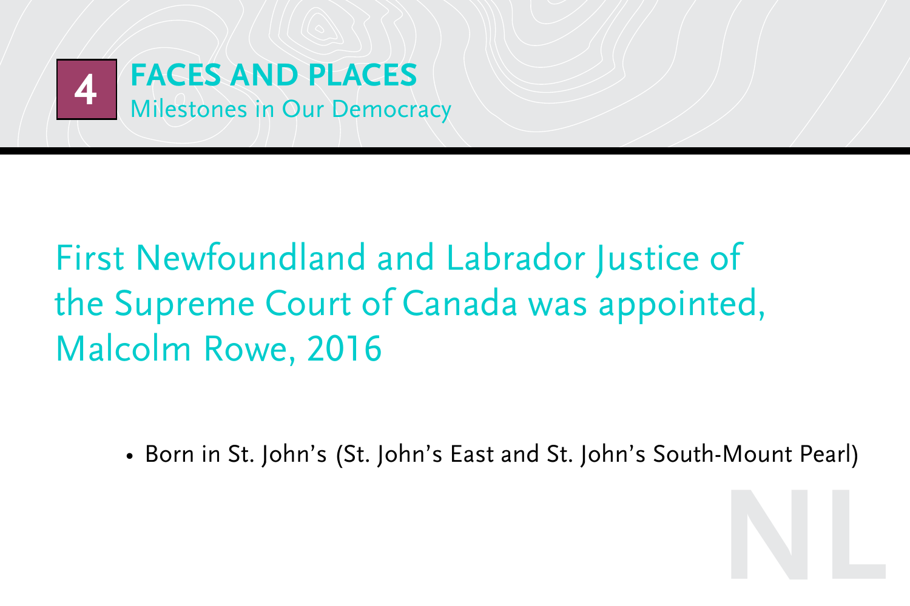# 4 FACES AND PLACES

## Milestones in Our Democracy

First Newfoundland and Labrador Justice of the Supreme Court of Canada was appointed, Malcolm Rowe, 2016

- Born in St. John's (St. John's East and St. John's South-Mount Pearl)

NL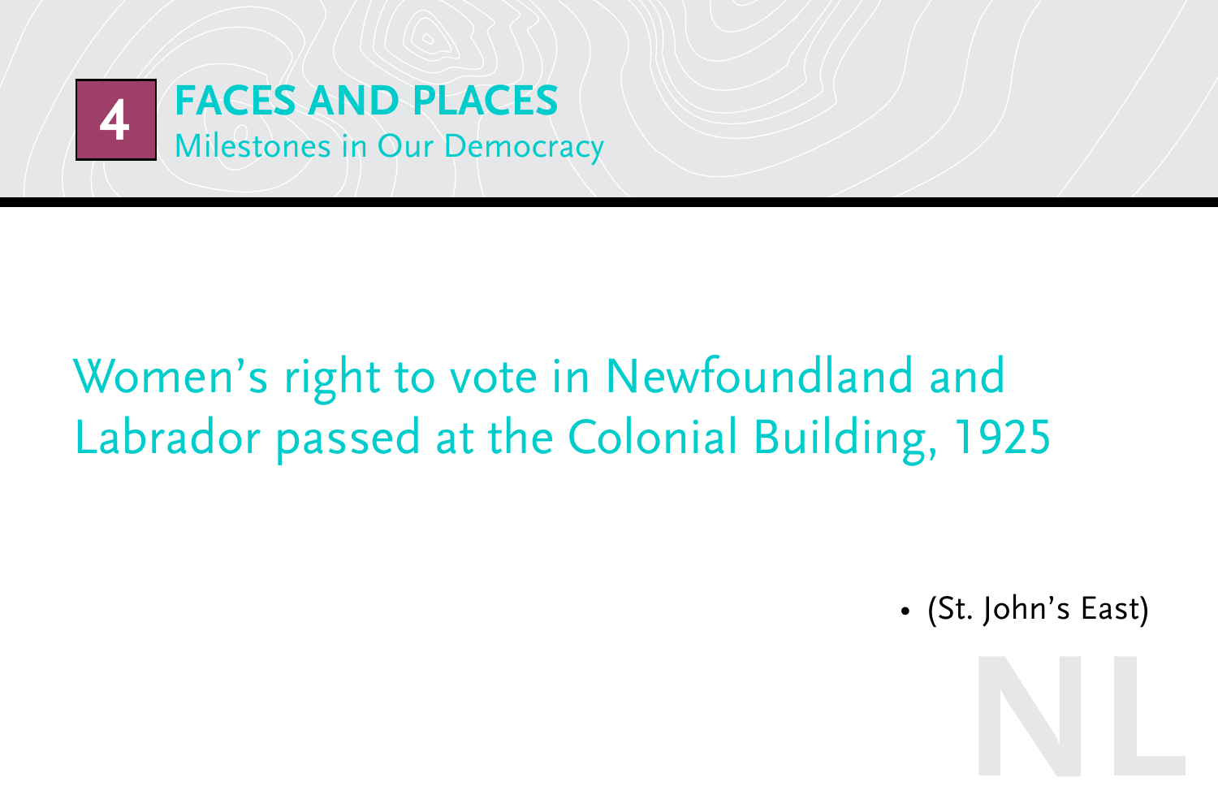# 4 FACES AND PLACES

Milestones in Our Democracy

## Women's right to vote in Newfoundland and Labrador passed at the Colonial Building, 1925

- (St. John's East)

NL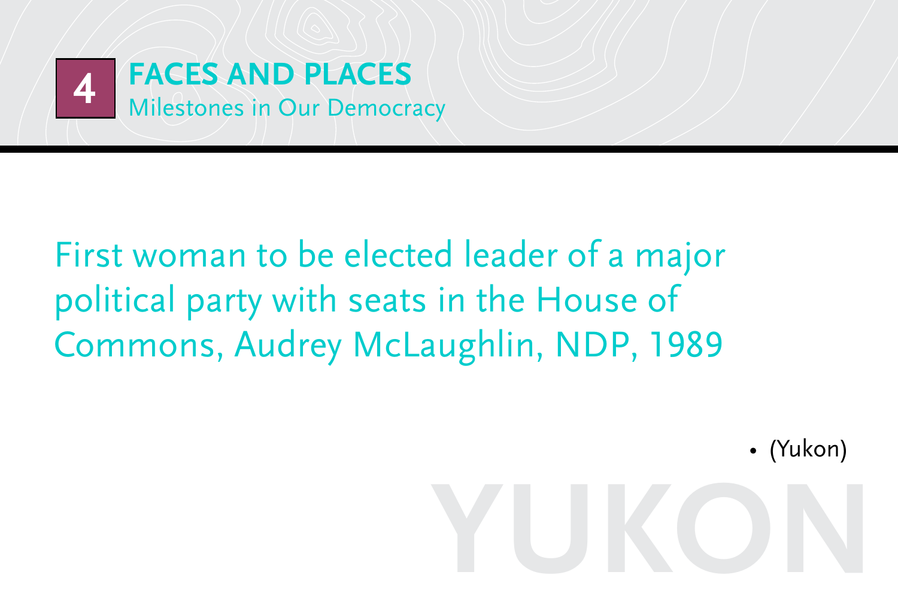# 4 FACES AND PLACES

## Milestones in Our Democracy

First woman to be elected leader of a major political party with seats in the House of Commons, Audrey McLaughlin, NDP, 1989

- (Yukon)

YUKON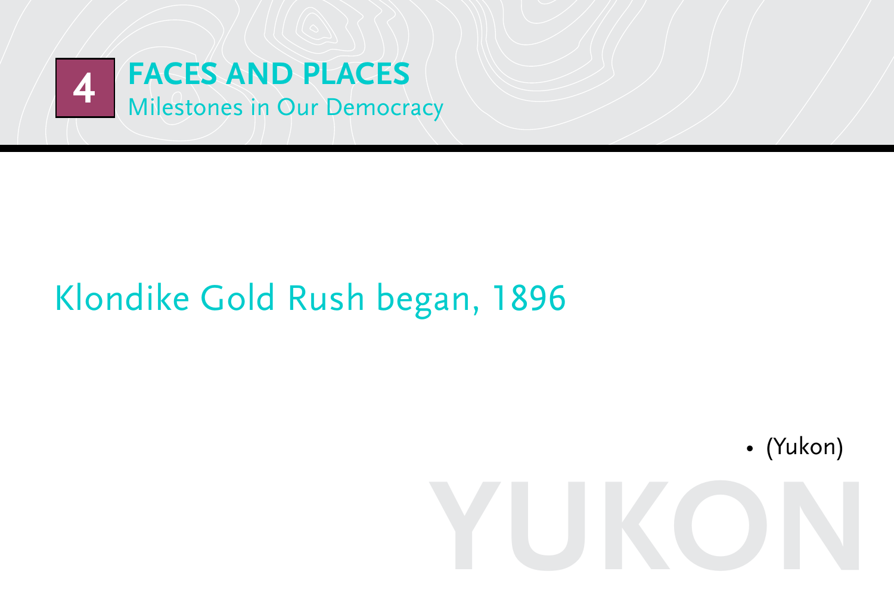# 4 FACES AND PLACES

Milestones in Our Democracy

## Klondike Gold Rush began, 1896

- (Yukon)

YUKON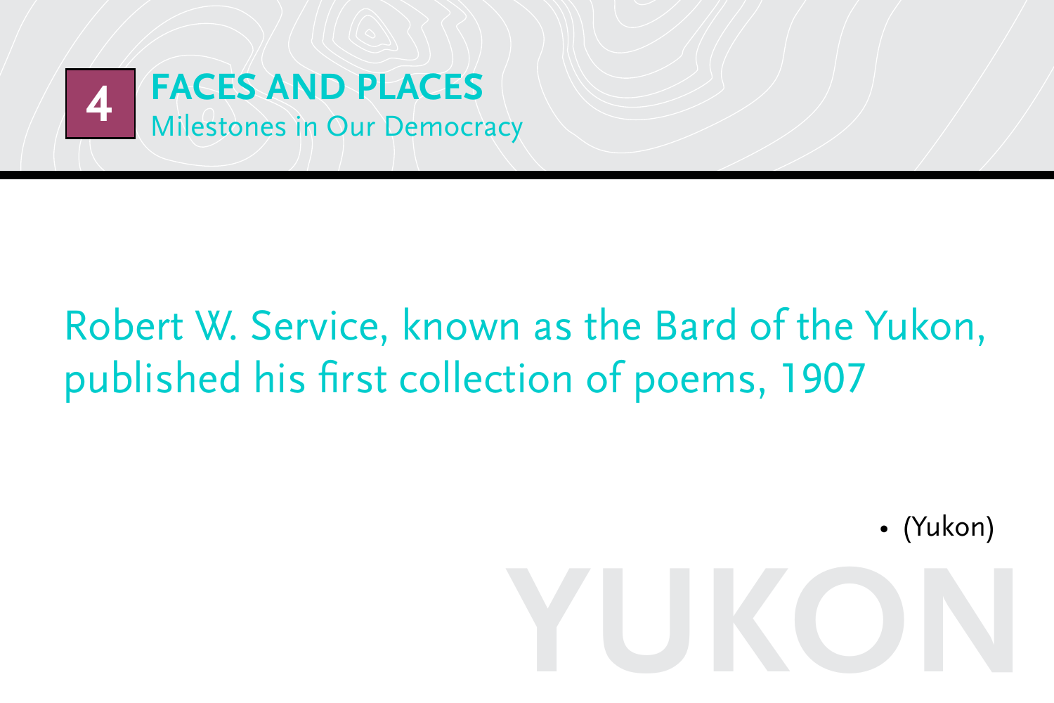# 4 FACES AND PLACES

Milestones in Our Democracy

Robert W. Service, known as the Bard of the Yukon, published his first collection of poems, 1907

- (Yukon)

YUKON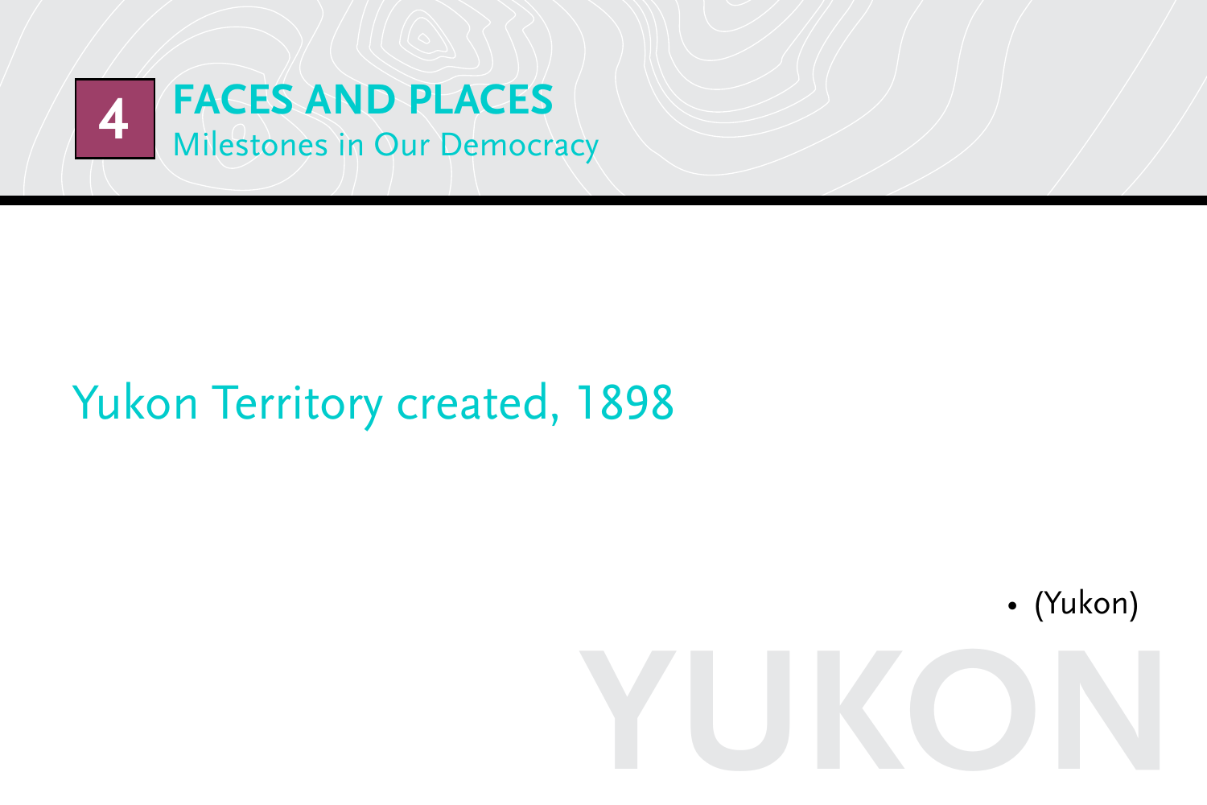# 4 FACES AND PLACES

## Milestones in Our Democracy

Yukon Territory created, 1898

- (Yukon)

YUKON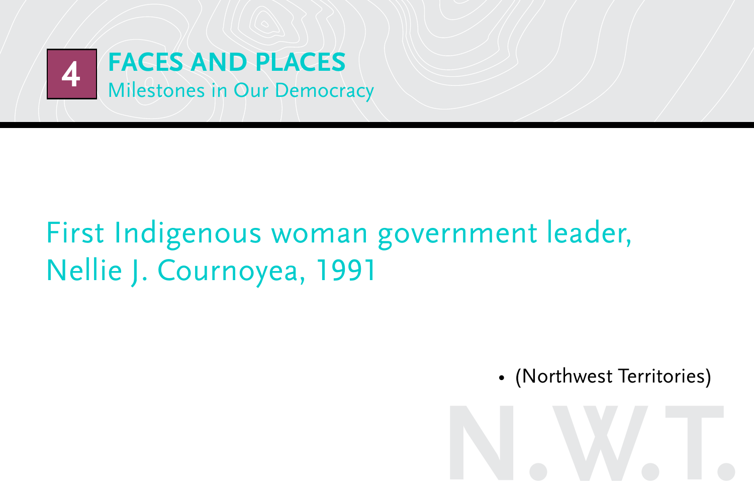## 4 FACES AND PLACES

Milestones in Our Democracy

First Indigenous woman government leader, Nellie J. Cournoyea, 1991

- (Northwest Territories)

N.W.T.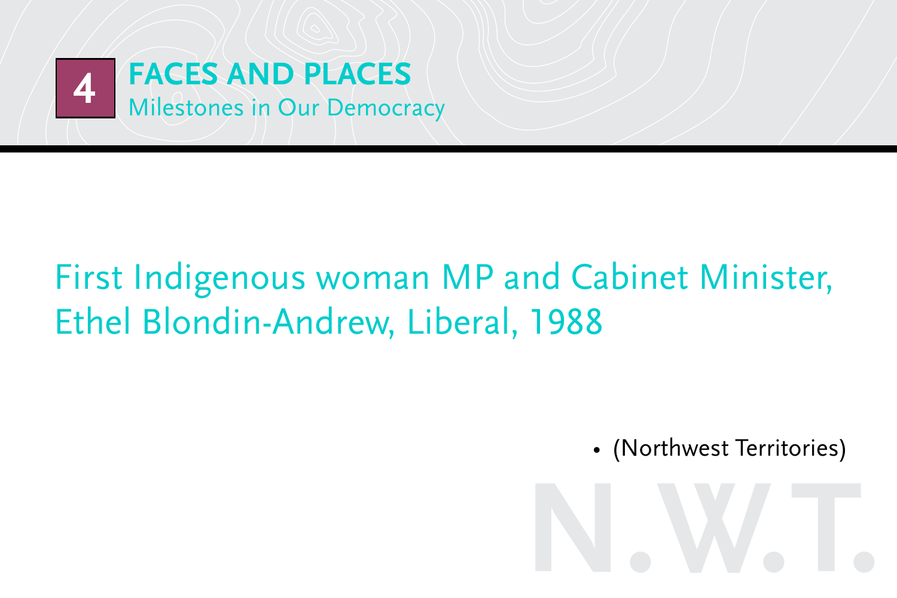# 4 FACES AND PLACES

Milestones in Our Democracy

First Indigenous woman MP and Cabinet Minister, Ethel Blondin-Andrew, Liberal, 1988

- (Northwest Territories)

N.W.T.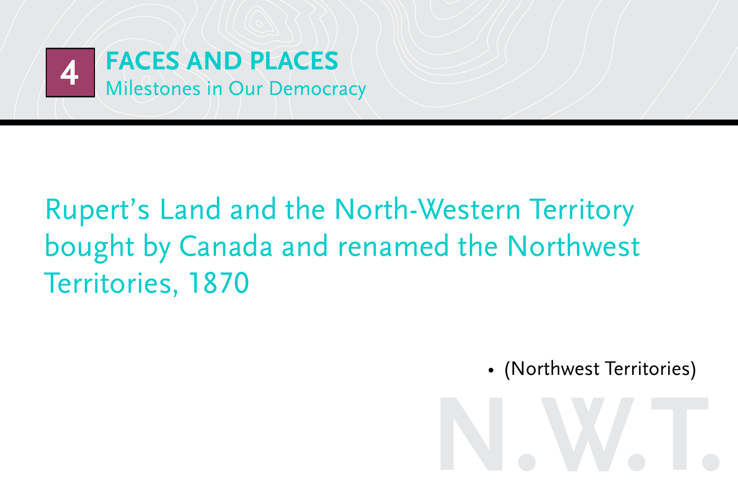# 4 FACES AND PLACES

## Milestones in Our Democracy

Rupert's Land and the North-Western Territory bought by Canada and renamed the Northwest Territories, 1870

- (Northwest Territories)

N.W.T.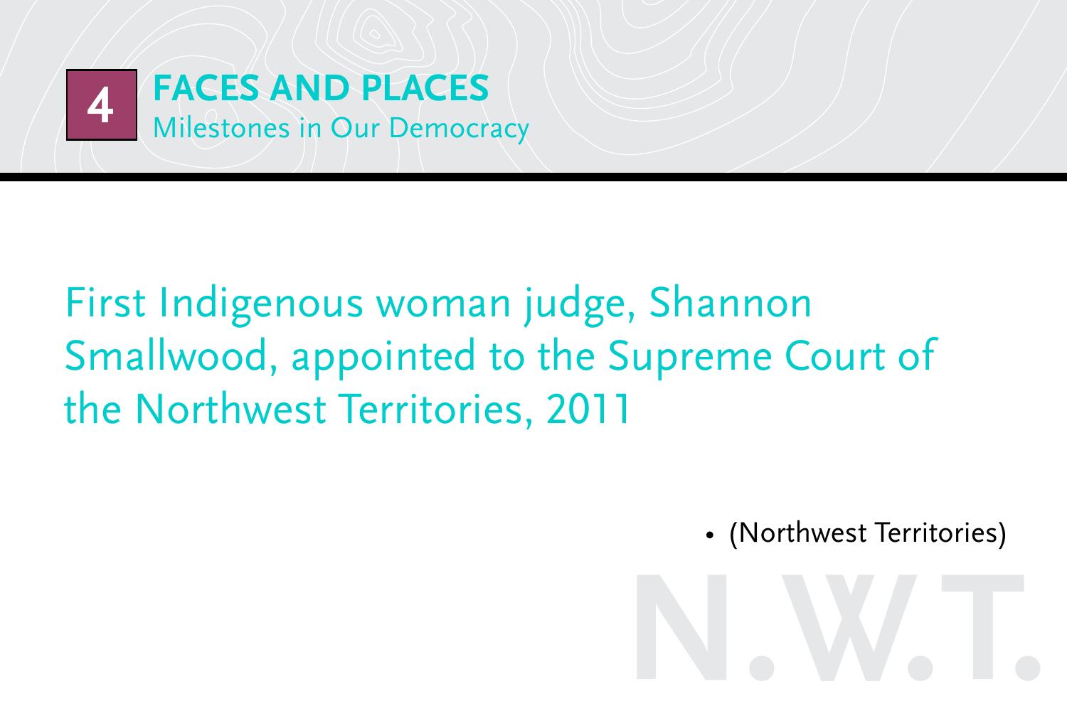# 4 FACES AND PLACES

## Milestones in Our Democracy

First Indigenous woman judge, Shannon Smallwood, appointed to the Supreme Court of the Northwest Territories, 2011

- (Northwest Territories)

N.W.T.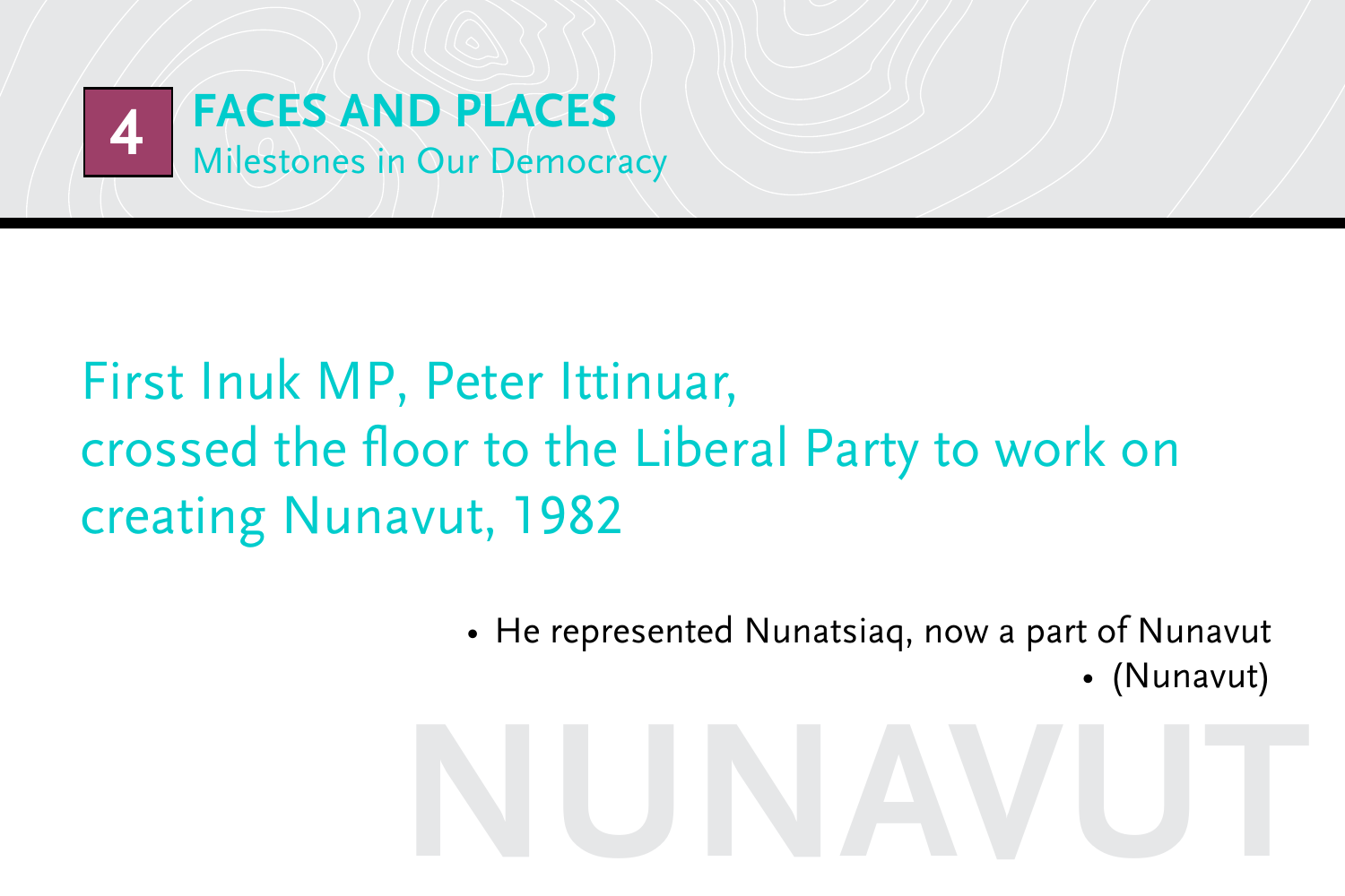# 4 FACES AND PLACES

## Milestones in Our Democracy

First Inuk MP, Peter Ittinuar, crossed the floor to the Liberal Party to work on creating Nunavut, 1982

- He represented Nunatsiaq, now a part of Nunavut
- (Nunavut)

NUNAVUT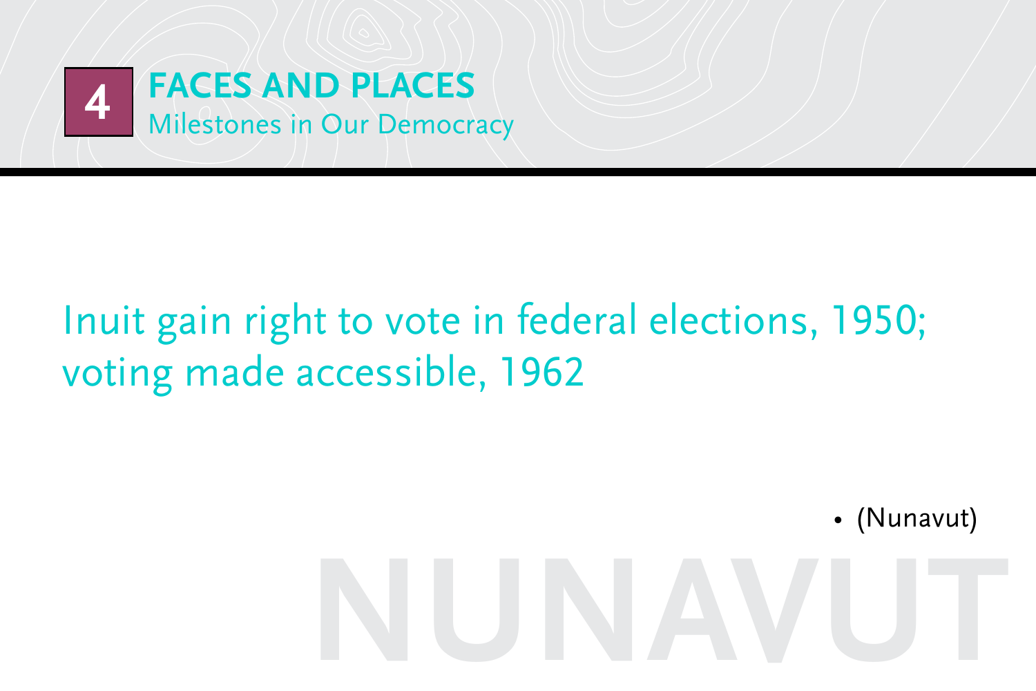# 4 FACES AND PLACES
## Milestones in Our Democracy

Inuit gain right to vote in federal elections, 1950; voting made accessible, 1962

- (Nunavut)

NUNAVUT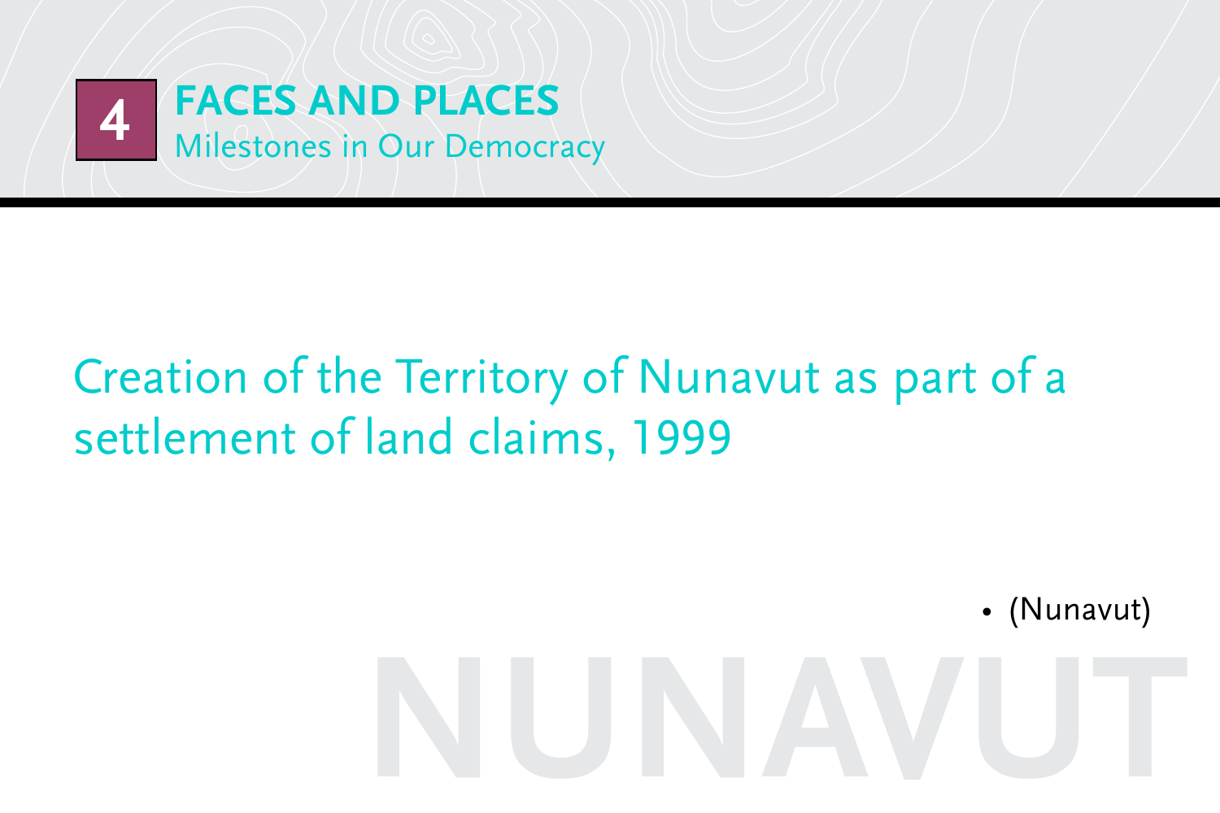# 4 FACES AND PLACES

## Milestones in Our Democracy

Creation of the Territory of Nunavut as part of a settlement of land claims, 1999

- (Nunavut)

NUNAVUT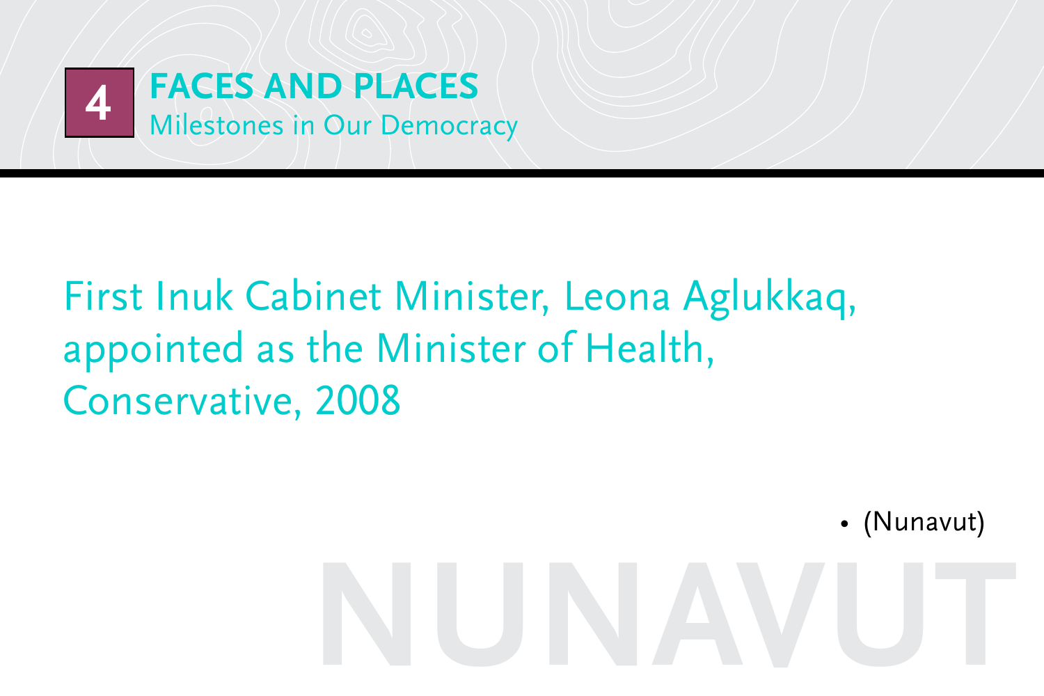# 4 FACES AND PLACES

## Milestones in Our Democracy

First Inuk Cabinet Minister, Leona Aglukkaq, appointed as the Minister of Health, Conservative, 2008

- (Nunavut)

NUNAVUT